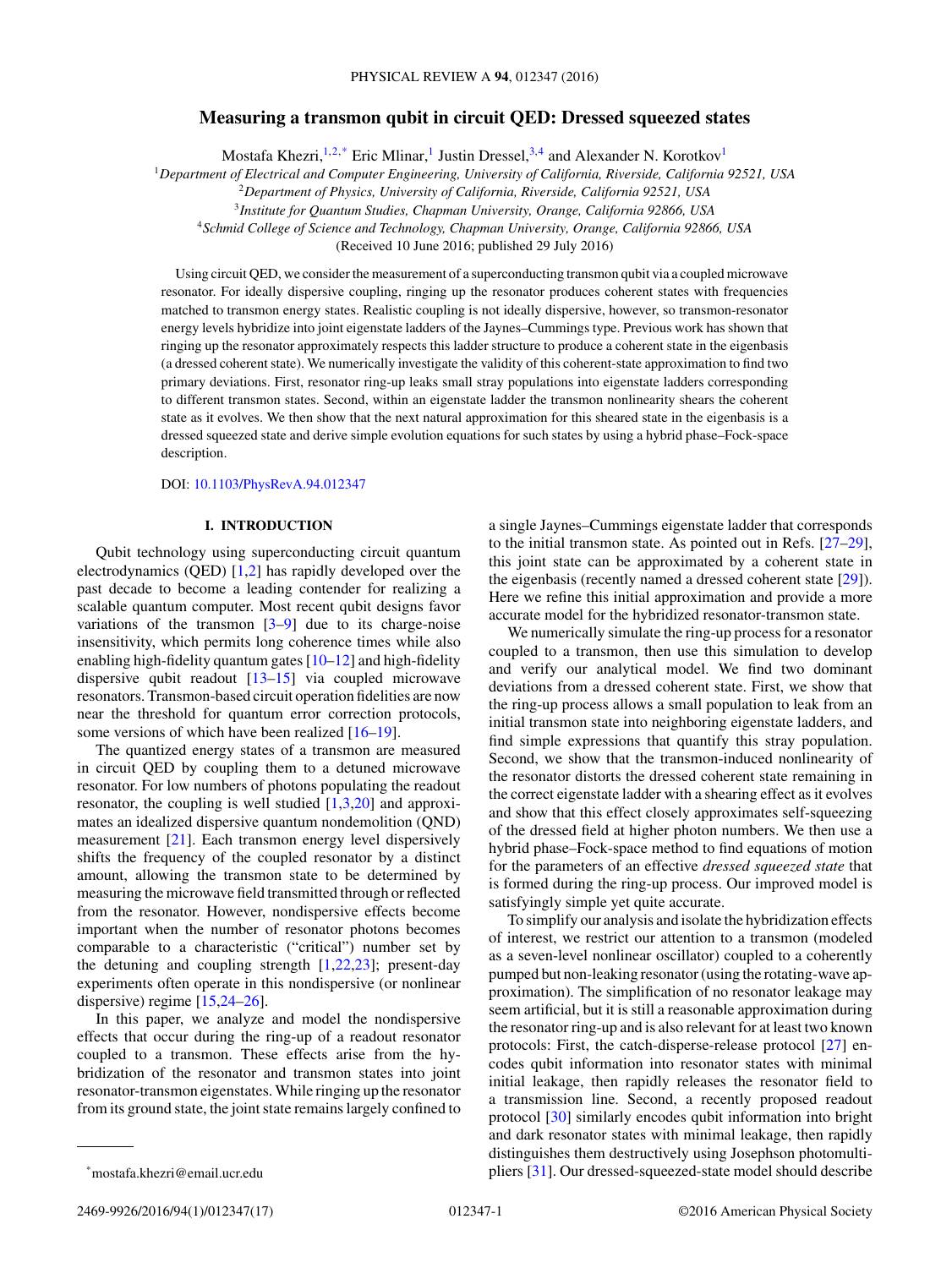# Measuring a transmon qubit in circuit QED: Dressed squeezed states

Mostafa Khezri,[1,2,*] Eric Mlinar,[1] Justin Dressel,[3,4] and Alexander N. Korotkov[1]

[1]*Department of Electrical and Computer Engineering, University of California, Riverside, California 92521, USA*
[2]*Department of Physics, University of California, Riverside, California 92521, USA*
[3]*Institute for Quantum Studies, Chapman University, Orange, California 92866, USA*
[4]*Schmid College of Science and Technology, Chapman University, Orange, California 92866, USA*

(Received 10 June 2016; published 29 July 2016)

Using circuit QED, we consider the measurement of a superconducting transmon qubit via a coupled microwave resonator. For ideally dispersive coupling, ringing up the resonator produces coherent states with frequencies matched to transmon energy states. Realistic coupling is not ideally dispersive, however, so transmon-resonator energy levels hybridize into joint eigenstate ladders of the Jaynes–Cummings type. Previous work has shown that ringing up the resonator approximately respects this ladder structure to produce a coherent state in the eigenbasis (a dressed coherent state). We numerically investigate the validity of this coherent-state approximation to find two primary deviations. First, resonator ring-up leaks small stray populations into eigenstate ladders corresponding to different transmon states. Second, within an eigenstate ladder the transmon nonlinearity shears the coherent state as it evolves. We then show that the next natural approximation for this sheared state in the eigenbasis is a dressed squeezed state and derive simple evolution equations for such states by using a hybrid phase–Fock-space description.

DOI: 10.1103/PhysRevA.94.012347

## I. INTRODUCTION

Qubit technology using superconducting circuit quantum electrodynamics (QED) [1,2] has rapidly developed over the past decade to become a leading contender for realizing a scalable quantum computer. Most recent qubit designs favor variations of the transmon [3–9] due to its charge-noise insensitivity, which permits long coherence times while also enabling high-fidelity quantum gates [10–12] and high-fidelity dispersive qubit readout [13–15] via coupled microwave resonators. Transmon-based circuit operation fidelities are now near the threshold for quantum error correction protocols, some versions of which have been realized [16–19].

The quantized energy states of a transmon are measured in circuit QED by coupling them to a detuned microwave resonator. For low numbers of photons populating the readout resonator, the coupling is well studied [1,3,20] and approximates an idealized dispersive quantum nondemolition (QND) measurement [21]. Each transmon energy level dispersively shifts the frequency of the coupled resonator by a distinct amount, allowing the transmon state to be determined by measuring the microwave field transmitted through or reflected from the resonator. However, nondispersive effects become important when the number of resonator photons becomes comparable to a characteristic ("critical") number set by the detuning and coupling strength [1,22,23]; present-day experiments often operate in this nondispersive (or nonlinear dispersive) regime [15,24–26].

In this paper, we analyze and model the nondispersive effects that occur during the ring-up of a readout resonator coupled to a transmon. These effects arise from the hybridization of the resonator and transmon states into joint resonator-transmon eigenstates. While ringing up the resonator from its ground state, the joint state remains largely confined to a single Jaynes–Cummings eigenstate ladder that corresponds to the initial transmon state. As pointed out in Refs. [27–29], this joint state can be approximated by a coherent state in the eigenbasis (recently named a dressed coherent state [29]). Here we refine this initial approximation and provide a more accurate model for the hybridized resonator-transmon state.

We numerically simulate the ring-up process for a resonator coupled to a transmon, then use this simulation to develop and verify our analytical model. We find two dominant deviations from a dressed coherent state. First, we show that the ring-up process allows a small population to leak from an initial transmon state into neighboring eigenstate ladders, and find simple expressions that quantify this stray population. Second, we show that the transmon-induced nonlinearity of the resonator distorts the dressed coherent state remaining in the correct eigenstate ladder with a shearing effect as it evolves and show that this effect closely approximates self-squeezing of the dressed field at higher photon numbers. We then use a hybrid phase–Fock-space method to find equations of motion for the parameters of an effective *dressed squeezed state* that is formed during the ring-up process. Our improved model is satisfyingly simple yet quite accurate.

To simplify our analysis and isolate the hybridization effects of interest, we restrict our attention to a transmon (modeled as a seven-level nonlinear oscillator) coupled to a coherently pumped but non-leaking resonator (using the rotating-wave approximation). The simplification of no resonator leakage may seem artificial, but it is still a reasonable approximation during the resonator ring-up and is also relevant for at least two known protocols: First, the catch-disperse-release protocol [27] encodes qubit information into resonator states with minimal initial leakage, then rapidly releases the resonator field to a transmission line. Second, a recently proposed readout protocol [30] similarly encodes qubit information into bright and dark resonator states with minimal leakage, then rapidly distinguishes them destructively using Josephson photomultipliers [31]. Our dressed-squeezed-state model should describe

*mostafa.khezri@email.ucr.edu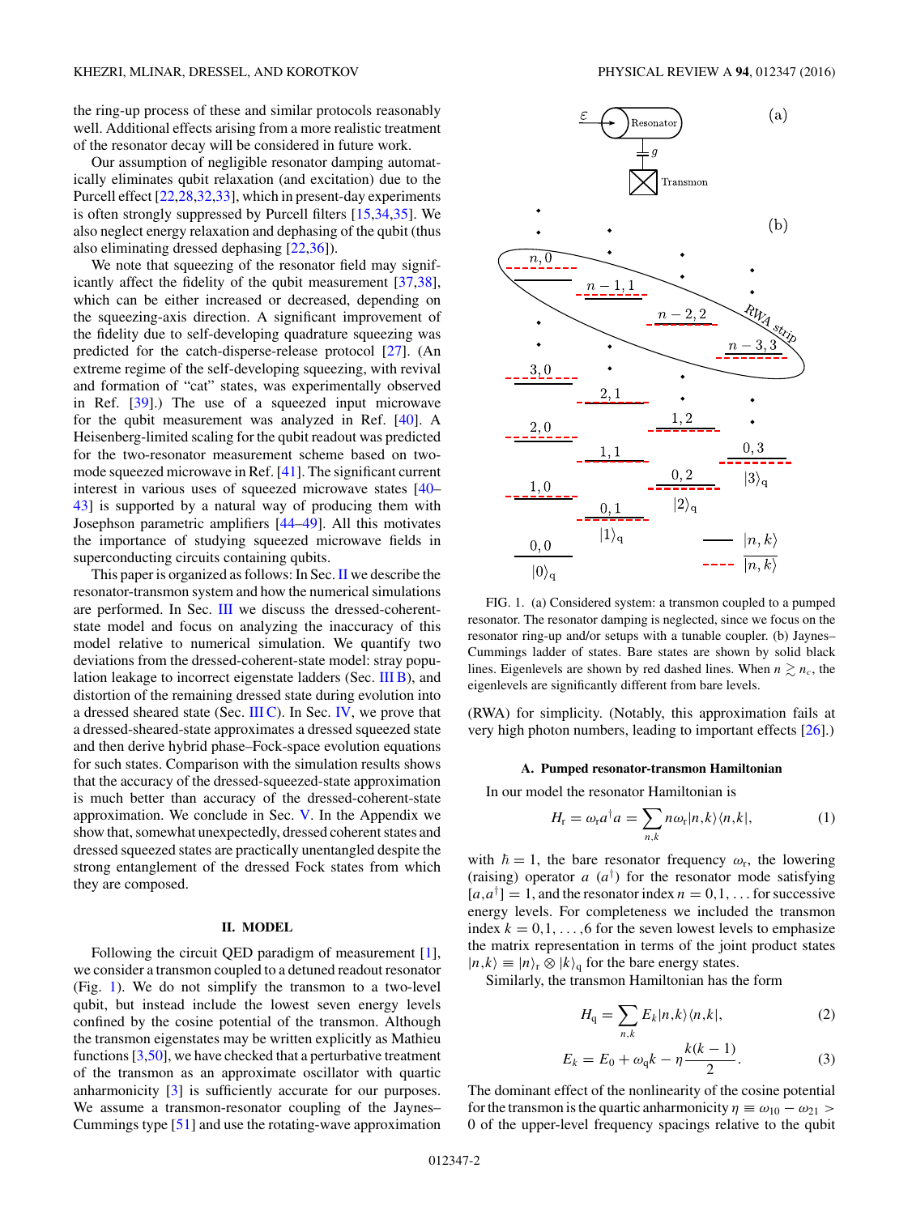the ring-up process of these and similar protocols reasonably well. Additional effects arising from a more realistic treatment of the resonator decay will be considered in future work.

Our assumption of negligible resonator damping automatically eliminates qubit relaxation (and excitation) due to the Purcell effect [22,28,32,33], which in present-day experiments is often strongly suppressed by Purcell filters [15,34,35]. We also neglect energy relaxation and dephasing of the qubit (thus also eliminating dressed dephasing [22,36]).

We note that squeezing of the resonator field may significantly affect the fidelity of the qubit measurement [37,38], which can be either increased or decreased, depending on the squeezing-axis direction. A significant improvement of the fidelity due to self-developing quadrature squeezing was predicted for the catch-disperse-release protocol [27]. (An extreme regime of the self-developing squeezing, with revival and formation of "cat" states, was experimentally observed in Ref. [39].) The use of a squeezed input microwave for the qubit measurement was analyzed in Ref. [40]. A Heisenberg-limited scaling for the qubit readout was predicted for the two-resonator measurement scheme based on two-mode squeezed microwave in Ref. [41]. The significant current interest in various uses of squeezed microwave states [40–43] is supported by a natural way of producing them with Josephson parametric amplifiers [44–49]. All this motivates the importance of studying squeezed microwave fields in superconducting circuits containing qubits.

This paper is organized as follows: In Sec. II we describe the resonator-transmon system and how the numerical simulations are performed. In Sec. III we discuss the dressed-coherent-state model and focus on analyzing the inaccuracy of this model relative to numerical simulation. We quantify two deviations from the dressed-coherent-state model: stray population leakage to incorrect eigenstate ladders (Sec. III B), and distortion of the remaining dressed state during evolution into a dressed sheared state (Sec. III C). In Sec. IV, we prove that a dressed-sheared-state approximates a dressed squeezed state and then derive hybrid phase–Fock-space evolution equations for such states. Comparison with the simulation results shows that the accuracy of the dressed-squeezed-state approximation is much better than accuracy of the dressed-coherent-state approximation. We conclude in Sec. V. In the Appendix we show that, somewhat unexpectedly, dressed coherent states and dressed squeezed states are practically unentangled despite the strong entanglement of the dressed Fock states from which they are composed.

## II. MODEL

Following the circuit QED paradigm of measurement [1], we consider a transmon coupled to a detuned readout resonator (Fig. 1). We do not simplify the transmon to a two-level qubit, but instead include the lowest seven energy levels confined by the cosine potential of the transmon. Although the transmon eigenstates may be written explicitly as Mathieu functions [3,50], we have checked that a perturbative treatment of the transmon as an approximate oscillator with quartic anharmonicity [3] is sufficiently accurate for our purposes. We assume a transmon-resonator coupling of the Jaynes–Cummings type [51] and use the rotating-wave approximation (RWA) for simplicity. (Notably, this approximation fails at very high photon numbers, leading to important effects [26].)

FIG. 1. (a) Considered system: a transmon coupled to a pumped resonator. The resonator damping is neglected, since we focus on the resonator ring-up and/or setups with a tunable coupler. (b) Jaynes–Cummings ladder of states. Bare states are shown by solid black lines. Eigenlevels are shown by red dashed lines. When $n \gtrsim n_c$, the eigenlevels are significantly different from bare levels.

### A. Pumped resonator-transmon Hamiltonian

In our model the resonator Hamiltonian is

$$H_r = \omega_r a^\dagger a = \sum_{n,k} n\omega_r |n,k\rangle\langle n,k|, \tag{1}$$

with $\hbar = 1$, the bare resonator frequency $\omega_r$, the lowering (raising) operator $a$ ($a^\dagger$) for the resonator mode satisfying $[a,a^\dagger] = 1$, and the resonator index $n = 0,1,\ldots$ for successive energy levels. For completeness we included the transmon index $k = 0,1,\ldots,6$ for the seven lowest levels to emphasize the matrix representation in terms of the joint product states $|n,k\rangle \equiv |n\rangle_r \otimes |k\rangle_q$ for the bare energy states.

Similarly, the transmon Hamiltonian has the form

$$H_q = \sum_{n,k} E_k |n,k\rangle\langle n,k|, \tag{2}$$

$$E_k = E_0 + \omega_q k - \eta \frac{k(k-1)}{2}. \tag{3}$$

The dominant effect of the nonlinearity of the cosine potential for the transmon is the quartic anharmonicity $\eta \equiv \omega_{10} - \omega_{21} > 0$ of the upper-level frequency spacings relative to the qubit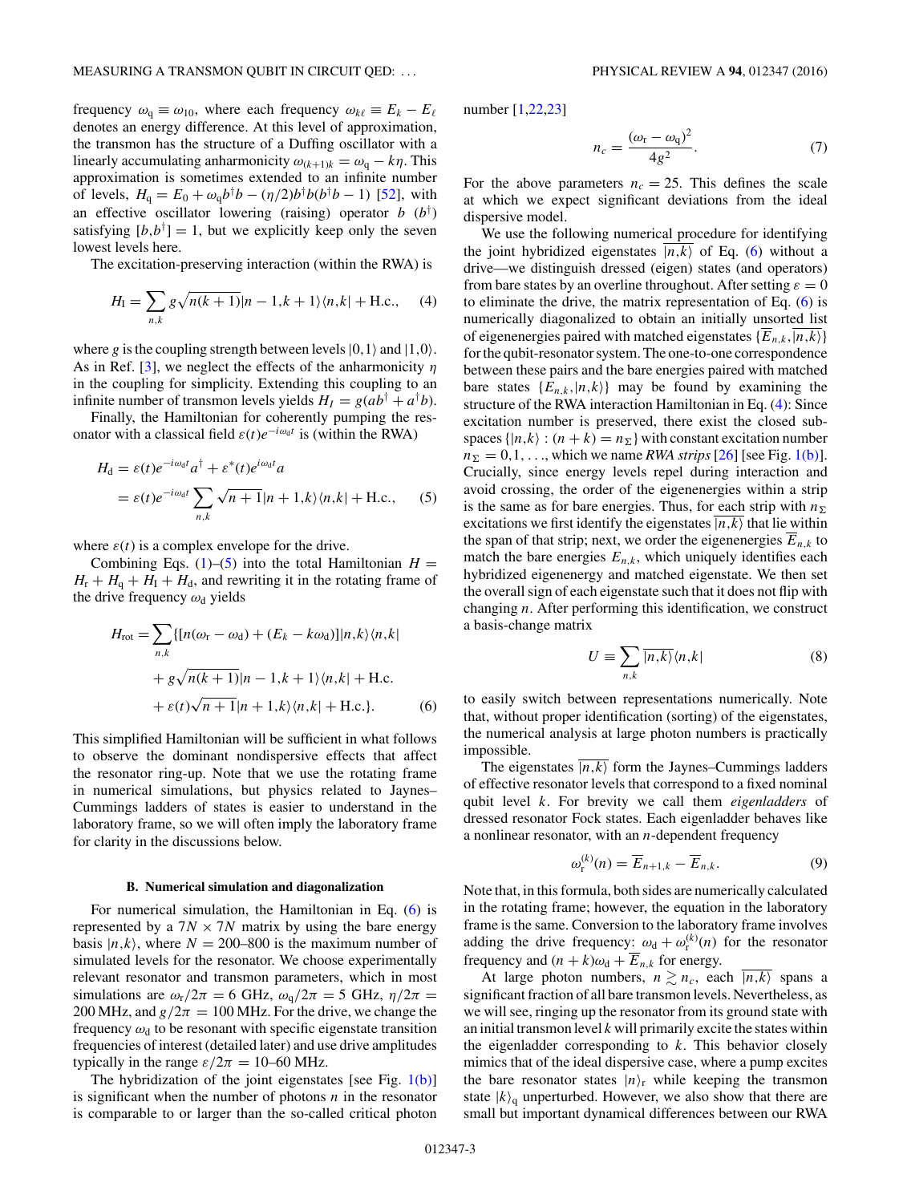frequency $\omega_q \equiv \omega_{10}$, where each frequency $\omega_{k\ell} \equiv E_k - E_\ell$ denotes an energy difference. At this level of approximation, the transmon has the structure of a Duffing oscillator with a linearly accumulating anharmonicity $\omega_{(k+1)k} = \omega_q - k\eta$. This approximation is sometimes extended to an infinite number of levels, $H_q = E_0 + \omega_q b^\dagger b - (\eta/2) b^\dagger b(b^\dagger b - 1)$ [52], with an effective oscillator lowering (raising) operator $b$ ($b^\dagger$) satisfying $[b,b^\dagger] = 1$, but we explicitly keep only the seven lowest levels here.

The excitation-preserving interaction (within the RWA) is

$$H_I = \sum_{n,k} g\sqrt{n(k+1)}|n-1,k+1\rangle\langle n,k| + \text{H.c.}, \qquad (4)$$

where $g$ is the coupling strength between levels $|0,1\rangle$ and $|1,0\rangle$. As in Ref. [3], we neglect the effects of the anharmonicity $\eta$ in the coupling for simplicity. Extending this coupling to an infinite number of transmon levels yields $H_I = g(ab^\dagger + a^\dagger b)$.

Finally, the Hamiltonian for coherently pumping the resonator with a classical field $\varepsilon(t)e^{-i\omega_d t}$ is (within the RWA)

$$\begin{aligned} H_d &= \varepsilon(t)e^{-i\omega_d t}a^\dagger + \varepsilon^*(t)e^{i\omega_d t}a \\ &= \varepsilon(t)e^{-i\omega_d t}\sum_{n,k}\sqrt{n+1}|n+1,k\rangle\langle n,k| + \text{H.c.}, \end{aligned} \qquad (5)$$

where $\varepsilon(t)$ is a complex envelope for the drive.

Combining Eqs. (1)–(5) into the total Hamiltonian $H = H_r + H_q + H_I + H_d$, and rewriting it in the rotating frame of the drive frequency $\omega_d$ yields

$$\begin{aligned} H_{\text{rot}} = \sum_{n,k}\{&[n(\omega_r - \omega_d) + (E_k - k\omega_d)]|n,k\rangle\langle n,k| \\ &+ g\sqrt{n(k+1)}|n-1,k+1\rangle\langle n,k| + \text{H.c.} \\ &+ \varepsilon(t)\sqrt{n+1}|n+1,k\rangle\langle n,k| + \text{H.c.}\}. \end{aligned} \qquad (6)$$

This simplified Hamiltonian will be sufficient in what follows to observe the dominant nondispersive effects that affect the resonator ring-up. Note that we use the rotating frame in numerical simulations, but physics related to Jaynes–Cummings ladders of states is easier to understand in the laboratory frame, so we will often imply the laboratory frame for clarity in the discussions below.

### B. Numerical simulation and diagonalization

For numerical simulation, the Hamiltonian in Eq. (6) is represented by a $7N \times 7N$ matrix by using the bare energy basis $|n,k\rangle$, where $N = 200$–$800$ is the maximum number of simulated levels for the resonator. We choose experimentally relevant resonator and transmon parameters, which in most simulations are $\omega_r/2\pi = 6$ GHz, $\omega_q/2\pi = 5$ GHz, $\eta/2\pi = 200$ MHz, and $g/2\pi = 100$ MHz. For the drive, we change the frequency $\omega_d$ to be resonant with specific eigenstate transition frequencies of interest (detailed later) and use drive amplitudes typically in the range $\varepsilon/2\pi = 10$–$60$ MHz.

The hybridization of the joint eigenstates [see Fig. 1(b)] is significant when the number of photons $n$ in the resonator is comparable to or larger than the so-called critical photon number [1,22,23]

$$n_c = \frac{(\omega_r - \omega_q)^2}{4g^2}. \qquad (7)$$

For the above parameters $n_c = 25$. This defines the scale at which we expect significant deviations from the ideal dispersive model.

We use the following numerical procedure for identifying the joint hybridized eigenstates $\overline{|n,k\rangle}$ of Eq. (6) without a drive—we distinguish dressed (eigen) states (and operators) from bare states by an overline throughout. After setting $\varepsilon = 0$ to eliminate the drive, the matrix representation of Eq. (6) is numerically diagonalized to obtain an initially unsorted list of eigenenergies paired with matched eigenstates $\{\overline{E}_{n,k},\overline{|n,k\rangle}\}$ for the qubit-resonator system. The one-to-one correspondence between these pairs and the bare energies paired with matched bare states $\{E_{n,k},|n,k\rangle\}$ may be found by examining the structure of the RWA interaction Hamiltonian in Eq. (4): Since excitation number is preserved, there exist the closed subspaces $\{|n,k\rangle : (n+k) = n_\Sigma\}$ with constant excitation number $n_\Sigma = 0,1,\ldots$, which we name *RWA strips* [26] [see Fig. 1(b)]. Crucially, since energy levels repel during interaction and avoid crossing, the order of the eigenenergies within a strip is the same as for bare energies. Thus, for each strip with $n_\Sigma$ excitations we first identify the eigenstates $\overline{|n,k\rangle}$ that lie within the span of that strip; next, we order the eigenenergies $\overline{E}_{n,k}$ to match the bare energies $E_{n,k}$, which uniquely identifies each hybridized eigenenergy and matched eigenstate. We then set the overall sign of each eigenstate such that it does not flip with changing $n$. After performing this identification, we construct a basis-change matrix

$$U \equiv \sum_{n,k}\overline{|n,k\rangle}\langle n,k| \qquad (8)$$

to easily switch between representations numerically. Note that, without proper identification (sorting) of the eigenstates, the numerical analysis at large photon numbers is practically impossible.

The eigenstates $\overline{|n,k\rangle}$ form the Jaynes–Cummings ladders of effective resonator levels that correspond to a fixed nominal qubit level $k$. For brevity we call them *eigenladders* of dressed resonator Fock states. Each eigenladder behaves like a nonlinear resonator, with an $n$-dependent frequency

$$\omega_r^{(k)}(n) = \overline{E}_{n+1,k} - \overline{E}_{n,k}. \qquad (9)$$

Note that, in this formula, both sides are numerically calculated in the rotating frame; however, the equation in the laboratory frame is the same. Conversion to the laboratory frame involves adding the drive frequency: $\omega_d + \omega_r^{(k)}(n)$ for the resonator frequency and $(n+k)\omega_d + \overline{E}_{n,k}$ for energy.

At large photon numbers, $n \gtrsim n_c$, each $\overline{|n,k\rangle}$ spans a significant fraction of all bare transmon levels. Nevertheless, as we will see, ringing up the resonator from its ground state with an initial transmon level $k$ will primarily excite the states within the eigenladder corresponding to $k$. This behavior closely mimics that of the ideal dispersive case, where a pump excites the bare resonator states $|n\rangle_r$ while keeping the transmon state $|k\rangle_q$ unperturbed. However, we also show that there are small but important dynamical differences between our RWA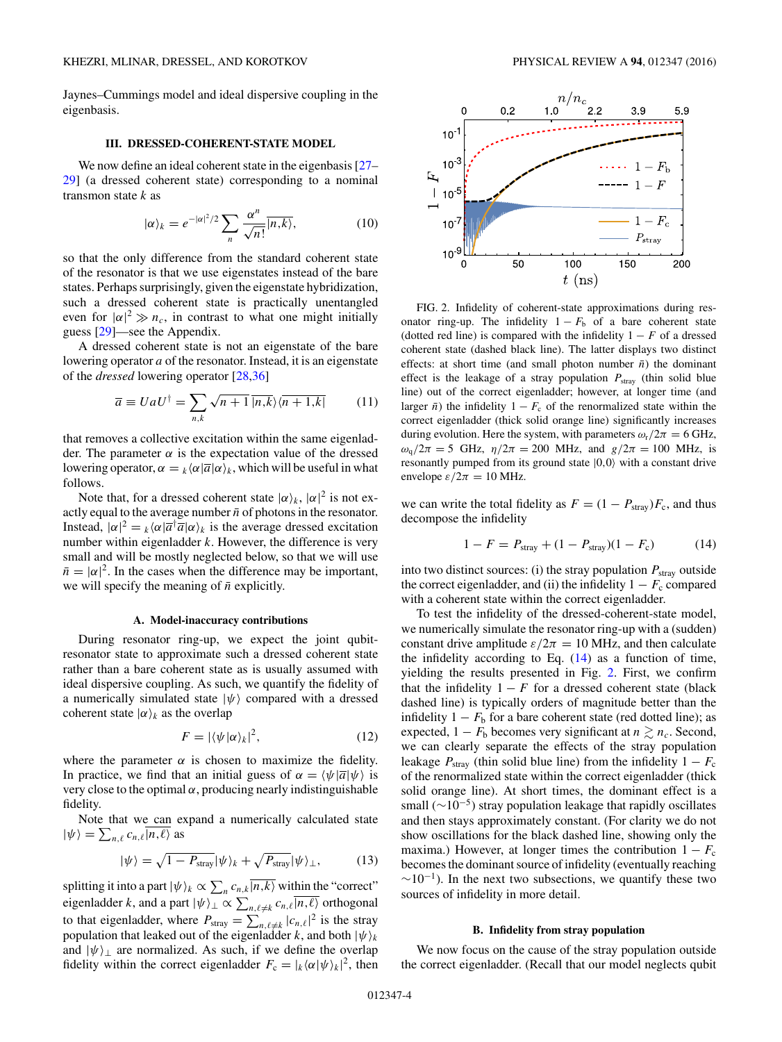Jaynes–Cummings model and ideal dispersive coupling in the eigenbasis.

### III. DRESSED-COHERENT-STATE MODEL

We now define an ideal coherent state in the eigenbasis [27–29] (a dressed coherent state) corresponding to a nominal transmon state $k$ as

$$|\alpha\rangle_k = e^{-|\alpha|^2/2} \sum_n \frac{\alpha^n}{\sqrt{n!}} \overline{|n,k\rangle}, \tag{10}$$

so that the only difference from the standard coherent state of the resonator is that we use eigenstates instead of the bare states. Perhaps surprisingly, given the eigenstate hybridization, such a dressed coherent state is practically unentangled even for $|\alpha|^2 \gg n_c$, in contrast to what one might initially guess [29]—see the Appendix.

A dressed coherent state is not an eigenstate of the bare lowering operator $a$ of the resonator. Instead, it is an eigenstate of the *dressed* lowering operator [28,36]

$$\overline{a} \equiv UaU^\dagger = \sum_{n,k} \sqrt{n+1}\, \overline{|n,k\rangle}\overline{\langle n+1,k|} \tag{11}$$

that removes a collective excitation within the same eigenladder. The parameter $\alpha$ is the expectation value of the dressed lowering operator, $\alpha = {}_k\langle\alpha|\overline{a}|\alpha\rangle_k$, which will be useful in what follows.

Note that, for a dressed coherent state $|\alpha\rangle_k$, $|\alpha|^2$ is not exactly equal to the average number $\bar{n}$ of photons in the resonator. Instead, $|\alpha|^2 = {}_k\langle\alpha|\overline{a}^\dagger\overline{a}|\alpha\rangle_k$ is the average dressed excitation number within eigenladder $k$. However, the difference is very small and will be mostly neglected below, so that we will use $\bar{n} = |\alpha|^2$. In the cases when the difference may be important, we will specify the meaning of $\bar{n}$ explicitly.

#### A. Model-inaccuracy contributions

During resonator ring-up, we expect the joint qubit-resonator state to approximate such a dressed coherent state rather than a bare coherent state as is usually assumed with ideal dispersive coupling. As such, we quantify the fidelity of a numerically simulated state $|\psi\rangle$ compared with a dressed coherent state $|\alpha\rangle_k$ as the overlap

$$F = |\langle\psi|\alpha\rangle_k|^2, \tag{12}$$

where the parameter $\alpha$ is chosen to maximize the fidelity. In practice, we find that an initial guess of $\alpha = \langle\psi|\overline{a}|\psi\rangle$ is very close to the optimal $\alpha$, producing nearly indistinguishable fidelity.

Note that we can expand a numerically calculated state $|\psi\rangle = \sum_{n,\ell} c_{n,\ell}\overline{|n,\ell\rangle}$ as

$$|\psi\rangle = \sqrt{1-P_{\rm stray}}|\psi\rangle_k + \sqrt{P_{\rm stray}}|\psi\rangle_\perp, \tag{13}$$

splitting it into a part $|\psi\rangle_k \propto \sum_n c_{n,k}\overline{|n,k\rangle}$ within the "correct" eigenladder $k$, and a part $|\psi\rangle_\perp \propto \sum_{n,\ell\neq k} c_{n,\ell}\overline{|n,\ell\rangle}$ orthogonal to that eigenladder, where $P_{\rm stray} = \sum_{n,\ell\neq k}|c_{n,\ell}|^2$ is the stray population that leaked out of the eigenladder $k$, and both $|\psi\rangle_k$ and $|\psi\rangle_\perp$ are normalized. As such, if we define the overlap fidelity within the correct eigenladder $F_c = |{}_k\langle\alpha|\psi\rangle_k|^2$, then we can write the total fidelity as $F = (1-P_{\rm stray})F_c$, and thus decompose the infidelity

$$1 - F = P_{\rm stray} + (1-P_{\rm stray})(1-F_c) \tag{14}$$

into two distinct sources: (i) the stray population $P_{\rm stray}$ outside the correct eigenladder, and (ii) the infidelity $1-F_c$ compared with a coherent state within the correct eigenladder.

FIG. 2. Infidelity of coherent-state approximations during resonator ring-up. The infidelity $1-F_b$ of a bare coherent state (dotted red line) is compared with the infidelity $1-F$ of a dressed coherent state (dashed black line). The latter displays two distinct effects: at short time (and small photon number $\bar{n}$) the dominant effect is the leakage of a stray population $P_{\rm stray}$ (thin solid blue line) out of the correct eigenladder; however, at longer time (and larger $\bar{n}$) the infidelity $1-F_c$ of the renormalized state within the correct eigenladder (thick solid orange line) significantly increases during evolution. Here the system, with parameters $\omega_r/2\pi = 6$ GHz, $\omega_q/2\pi = 5$ GHz, $\eta/2\pi = 200$ MHz, and $g/2\pi = 100$ MHz, is resonantly pumped from its ground state $|0,0\rangle$ with a constant drive envelope $\varepsilon/2\pi = 10$ MHz.

To test the infidelity of the dressed-coherent-state model, we numerically simulate the resonator ring-up with a (sudden) constant drive amplitude $\varepsilon/2\pi = 10$ MHz, and then calculate the infidelity according to Eq. (14) as a function of time, yielding the results presented in Fig. 2. First, we confirm that the infidelity $1-F$ for a dressed coherent state (black dashed line) is typically orders of magnitude better than the infidelity $1-F_b$ for a bare coherent state (red dotted line); as expected, $1-F_b$ becomes very significant at $n \gtrsim n_c$. Second, we can clearly separate the effects of the stray population leakage $P_{\rm stray}$ (thin solid blue line) from the infidelity $1-F_c$ of the renormalized state within the correct eigenladder (thick solid orange line). At short times, the dominant effect is a small ($\sim 10^{-5}$) stray population leakage that rapidly oscillates and then stays approximately constant. (For clarity we do not show oscillations for the black dashed line, showing only the maxima.) However, at longer times the contribution $1-F_c$ becomes the dominant source of infidelity (eventually reaching $\sim 10^{-1}$). In the next two subsections, we quantify these two sources of infidelity in more detail.

#### B. Infidelity from stray population

We now focus on the cause of the stray population outside the correct eigenladder. (Recall that our model neglects qubit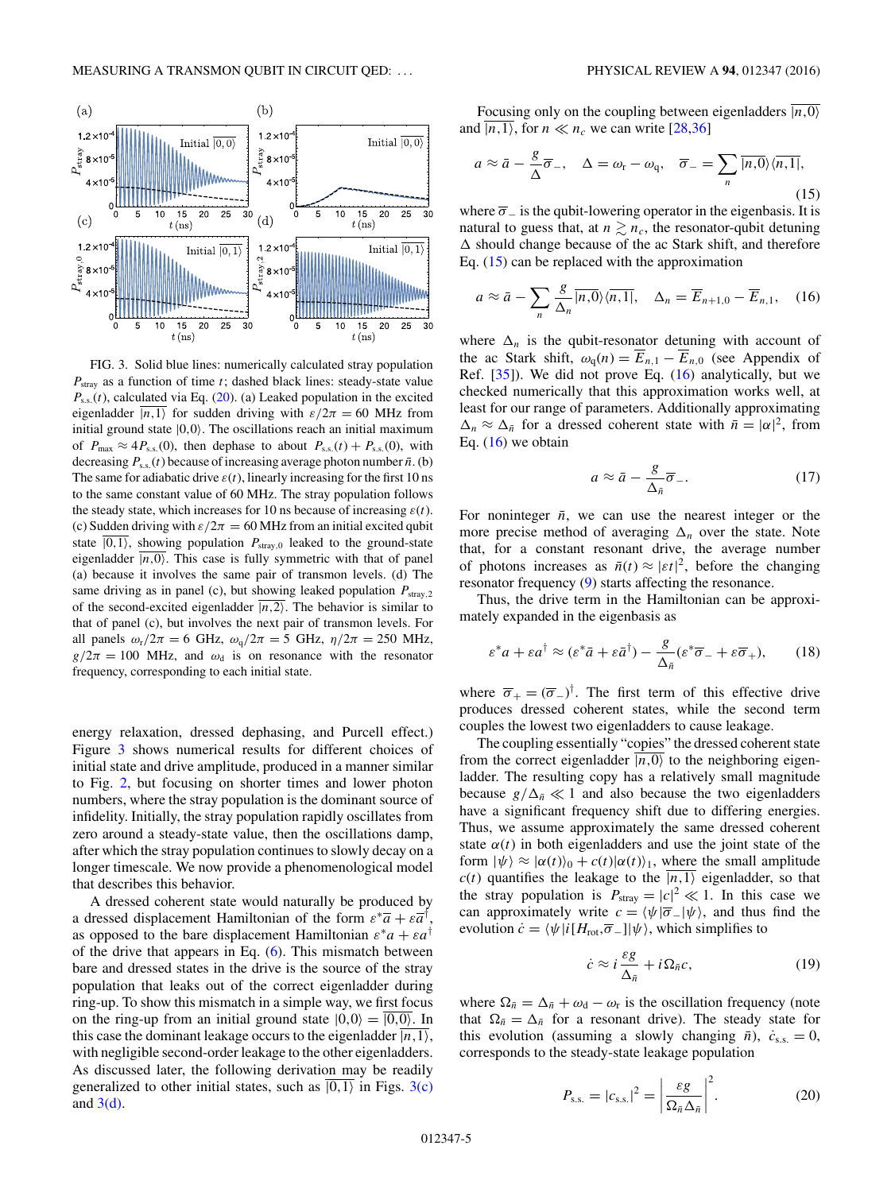FIG. 3. Solid blue lines: numerically calculated stray population $P_{\rm stray}$ as a function of time $t$; dashed black lines: steady-state value $P_{\rm s.s.}(t)$, calculated via Eq. (20). (a) Leaked population in the excited eigenladder $\overline{|n,1\rangle}$ for sudden driving with $\varepsilon/2\pi = 60$ MHz from initial ground state $|0,0\rangle$. The oscillations reach an initial maximum of $P_{\rm max} \approx 4P_{\rm s.s.}(0)$, then dephase to about $P_{\rm s.s.}(t) + P_{\rm s.s.}(0)$, with decreasing $P_{\rm s.s.}(t)$ because of increasing average photon number $\bar{n}$. (b) The same for adiabatic drive $\varepsilon(t)$, linearly increasing for the first 10 ns to the same constant value of 60 MHz. The stray population follows the steady state, which increases for 10 ns because of increasing $\varepsilon(t)$. (c) Sudden driving with $\varepsilon/2\pi = 60$ MHz from an initial excited qubit state $\overline{|0,1\rangle}$, showing population $P_{\rm stray,0}$ leaked to the ground-state eigenladder $\overline{|n,0\rangle}$. This case is fully symmetric with that of panel (a) because it involves the same pair of transmon levels. (d) The same driving as in panel (c), but showing leaked population $P_{\rm stray,2}$ of the second-excited eigenladder $\overline{|n,2\rangle}$. The behavior is similar to that of panel (c), but involves the next pair of transmon levels. For all panels $\omega_{\rm r}/2\pi = 6$ GHz, $\omega_{\rm q}/2\pi = 5$ GHz, $\eta/2\pi = 250$ MHz, $g/2\pi = 100$ MHz, and $\omega_{\rm d}$ is on resonance with the resonator frequency, corresponding to each initial state.

energy relaxation, dressed dephasing, and Purcell effect.) Figure 3 shows numerical results for different choices of initial state and drive amplitude, produced in a manner similar to Fig. 2, but focusing on shorter times and lower photon numbers, where the stray population is the dominant source of infidelity. Initially, the stray population rapidly oscillates from zero around a steady-state value, then the oscillations damp, after which the stray population continues to slowly decay on a longer timescale. We now provide a phenomenological model that describes this behavior.

A dressed coherent state would naturally be produced by a dressed displacement Hamiltonian of the form $\varepsilon^*\bar{a} + \varepsilon\bar{a}^\dagger$, as opposed to the bare displacement Hamiltonian $\varepsilon^* a + \varepsilon a^\dagger$ of the drive that appears in Eq. (6). This mismatch between bare and dressed states in the drive is the source of the stray population that leaks out of the correct eigenladder during ring-up. To show this mismatch in a simple way, we first focus on the ring-up from an initial ground state $|0,0\rangle = \overline{|0,0\rangle}$. In this case the dominant leakage occurs to the eigenladder $\overline{|n,1\rangle}$, with negligible second-order leakage to the other eigenladders. As discussed later, the following derivation may be readily generalized to other initial states, such as $\overline{|0,1\rangle}$ in Figs. 3(c) and 3(d).

Focusing only on the coupling between eigenladders $\overline{|n,0\rangle}$ and $\overline{|n,1\rangle}$, for $n \ll n_c$ we can write [28,36]

$$a \approx \bar{a} - \frac{g}{\Delta}\bar{\sigma}_-, \quad \Delta = \omega_{\rm r} - \omega_{\rm q}, \quad \bar{\sigma}_- = \sum_n \overline{|n,0\rangle}\overline{\langle n,1|}, \tag{15}$$

where $\bar{\sigma}_-$ is the qubit-lowering operator in the eigenbasis. It is natural to guess that, at $n \gtrsim n_c$, the resonator-qubit detuning $\Delta$ should change because of the ac Stark shift, and therefore Eq. (15) can be replaced with the approximation

$$a \approx \bar{a} - \sum_n \frac{g}{\Delta_n}\overline{|n,0\rangle}\overline{\langle n,1|}, \quad \Delta_n = \overline{E}_{n+1,0} - \overline{E}_{n,1}, \tag{16}$$

where $\Delta_n$ is the qubit-resonator detuning with account of the ac Stark shift, $\omega_{\rm q}(n) = \overline{E}_{n,1} - \overline{E}_{n,0}$ (see Appendix of Ref. [35]). We did not prove Eq. (16) analytically, but we checked numerically that this approximation works well, at least for our range of parameters. Additionally approximating $\Delta_n \approx \Delta_{\bar{n}}$ for a dressed coherent state with $\bar{n} = |\alpha|^2$, from Eq. (16) we obtain

$$a \approx \bar{a} - \frac{g}{\Delta_{\bar{n}}}\bar{\sigma}_-. \tag{17}$$

For noninteger $\bar{n}$, we can use the nearest integer or the more precise method of averaging $\Delta_n$ over the state. Note that, for a constant resonant drive, the average number of photons increases as $\bar{n}(t) \approx |\varepsilon t|^2$, before the changing resonator frequency (9) starts affecting the resonance.

Thus, the drive term in the Hamiltonian can be approximately expanded in the eigenbasis as

$$\varepsilon^* a + \varepsilon a^\dagger \approx (\varepsilon^*\bar{a} + \varepsilon\bar{a}^\dagger) - \frac{g}{\Delta_{\bar{n}}}(\varepsilon^*\bar{\sigma}_- + \varepsilon\bar{\sigma}_+), \tag{18}$$

where $\bar{\sigma}_+ = (\bar{\sigma}_-)^\dagger$. The first term of this effective drive produces dressed coherent states, while the second term couples the lowest two eigenladders to cause leakage.

The coupling essentially "copies" the dressed coherent state from the correct eigenladder $\overline{|n,0\rangle}$ to the neighboring eigenladder. The resulting copy has a relatively small magnitude because $g/\Delta_{\bar{n}} \ll 1$ and also because the two eigenladders have a significant frequency shift due to differing energies. Thus, we assume approximately the same dressed coherent state $\alpha(t)$ in both eigenladders and use the joint state of the form $|\psi\rangle \approx |\alpha(t)\rangle_0 + c(t)|\alpha(t)\rangle_1$, where the small amplitude $c(t)$ quantifies the leakage to the $\overline{|n,1\rangle}$ eigenladder, so that the stray population is $P_{\rm stray} = |c|^2 \ll 1$. In this case we can approximately write $c = \langle\psi|\bar{\sigma}_-|\psi\rangle$, and thus find the evolution $\dot{c} = \langle\psi|i[H_{\rm rot},\bar{\sigma}_-]|\psi\rangle$, which simplifies to

$$\dot{c} \approx i\frac{\varepsilon g}{\Delta_{\bar{n}}} + i\Omega_{\bar{n}}c, \tag{19}$$

where $\Omega_{\bar{n}} = \Delta_{\bar{n}} + \omega_{\rm d} - \omega_{\rm r}$ is the oscillation frequency (note that $\Omega_{\bar{n}} = \Delta_{\bar{n}}$ for a resonant drive). The steady state for this evolution (assuming a slowly changing $\bar{n}$), $\dot{c}_{\rm s.s.} = 0$, corresponds to the steady-state leakage population

$$P_{\rm s.s.} = |c_{\rm s.s.}|^2 = \left|\frac{\varepsilon g}{\Omega_{\bar{n}}\Delta_{\bar{n}}}\right|^2. \tag{20}$$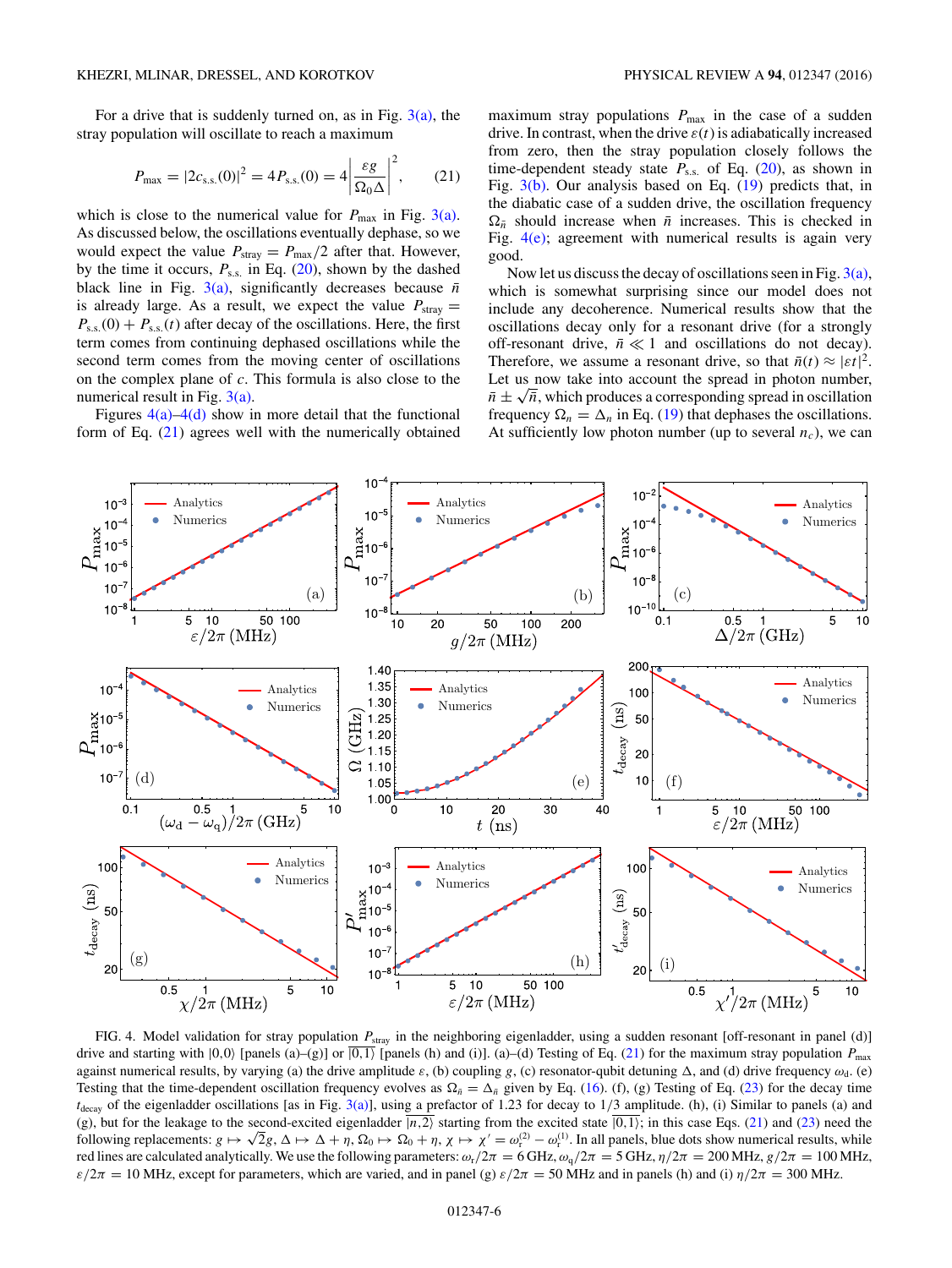For a drive that is suddenly turned on, as in Fig. 3(a), the stray population will oscillate to reach a maximum

$$P_{\max} = |2c_{\rm s.s.}(0)|^2 = 4P_{\rm s.s.}(0) = 4\left|\frac{\varepsilon g}{\Omega_0 \Delta}\right|^2, \tag{21}$$

which is close to the numerical value for $P_{\max}$ in Fig. 3(a). As discussed below, the oscillations eventually dephase, so we would expect the value $P_{\rm stray} = P_{\max}/2$ after that. However, by the time it occurs, $P_{\rm s.s.}$ in Eq. (20), shown by the dashed black line in Fig. 3(a), significantly decreases because $\bar{n}$ is already large. As a result, we expect the value $P_{\rm stray} = P_{\rm s.s.}(0) + P_{\rm s.s.}(t)$ after decay of the oscillations. Here, the first term comes from continuing dephased oscillations while the second term comes from the moving center of oscillations on the complex plane of $c$. This formula is also close to the numerical result in Fig. 3(a).

Figures 4(a)–4(d) show in more detail that the functional form of Eq. (21) agrees well with the numerically obtained maximum stray populations $P_{\max}$ in the case of a sudden drive. In contrast, when the drive $\varepsilon(t)$ is adiabatically increased from zero, then the stray population closely follows the time-dependent steady state $P_{\rm s.s.}$ of Eq. (20), as shown in Fig. 3(b). Our analysis based on Eq. (19) predicts that, in the diabatic case of a sudden drive, the oscillation frequency $\Omega_{\bar{n}}$ should increase when $\bar{n}$ increases. This is checked in Fig. 4(e); agreement with numerical results is again very good.

Now let us discuss the decay of oscillations seen in Fig. 3(a), which is somewhat surprising since our model does not include any decoherence. Numerical results show that the oscillations decay only for a resonant drive (for a strongly off-resonant drive, $\bar{n} \ll 1$ and oscillations do not decay). Therefore, we assume a resonant drive, so that $\bar{n}(t) \approx |\varepsilon t|^2$. Let us now take into account the spread in photon number, $\bar{n} \pm \sqrt{\bar{n}}$, which produces a corresponding spread in oscillation frequency $\Omega_n = \Delta_n$ in Eq. (19) that dephases the oscillations. At sufficiently low photon number (up to several $n_c$), we can

FIG. 4. Model validation for stray population $P_{\rm stray}$ in the neighboring eigenladder, using a sudden resonant [off-resonant in panel (d)] drive and starting with $\overline{|0,0\rangle}$ [panels (a)–(g)] or $\overline{|0,1\rangle}$ [panels (h) and (i)]. (a)–(d) Testing of Eq. (21) for the maximum stray population $P_{\max}$ against numerical results, by varying (a) the drive amplitude $\varepsilon$, (b) coupling $g$, (c) resonator-qubit detuning $\Delta$, and (d) drive frequency $\omega_{\rm d}$. (e) Testing that the time-dependent oscillation frequency evolves as $\Omega_{\bar{n}} = \Delta_{\bar{n}}$ given by Eq. (16). (f), (g) Testing of Eq. (23) for the decay time $t_{\rm decay}$ of the eigenladder oscillations [as in Fig. 3(a)], using a prefactor of 1.23 for decay to 1/3 amplitude. (h), (i) Similar to panels (a) and (g), but for the leakage to the second-excited eigenladder $\overline{|n,2\rangle}$ starting from the excited state $\overline{|0,1\rangle}$; in this case Eqs. (21) and (23) need the following replacements: $g \mapsto \sqrt{2}g$, $\Delta \mapsto \Delta + \eta$, $\Omega_0 \mapsto \Omega_0 + \eta$, $\chi \mapsto \chi' = \omega_{\rm r}^{(2)} - \omega_{\rm r}^{(1)}$. In all panels, blue dots show numerical results, while red lines are calculated analytically. We use the following parameters: $\omega_{\rm r}/2\pi = 6$ GHz, $\omega_{\rm q}/2\pi = 5$ GHz, $\eta/2\pi = 200$ MHz, $g/2\pi = 100$ MHz, $\varepsilon/2\pi = 10$ MHz, except for parameters, which are varied, and in panel (g) $\varepsilon/2\pi = 50$ MHz and in panels (h) and (i) $\eta/2\pi = 300$ MHz.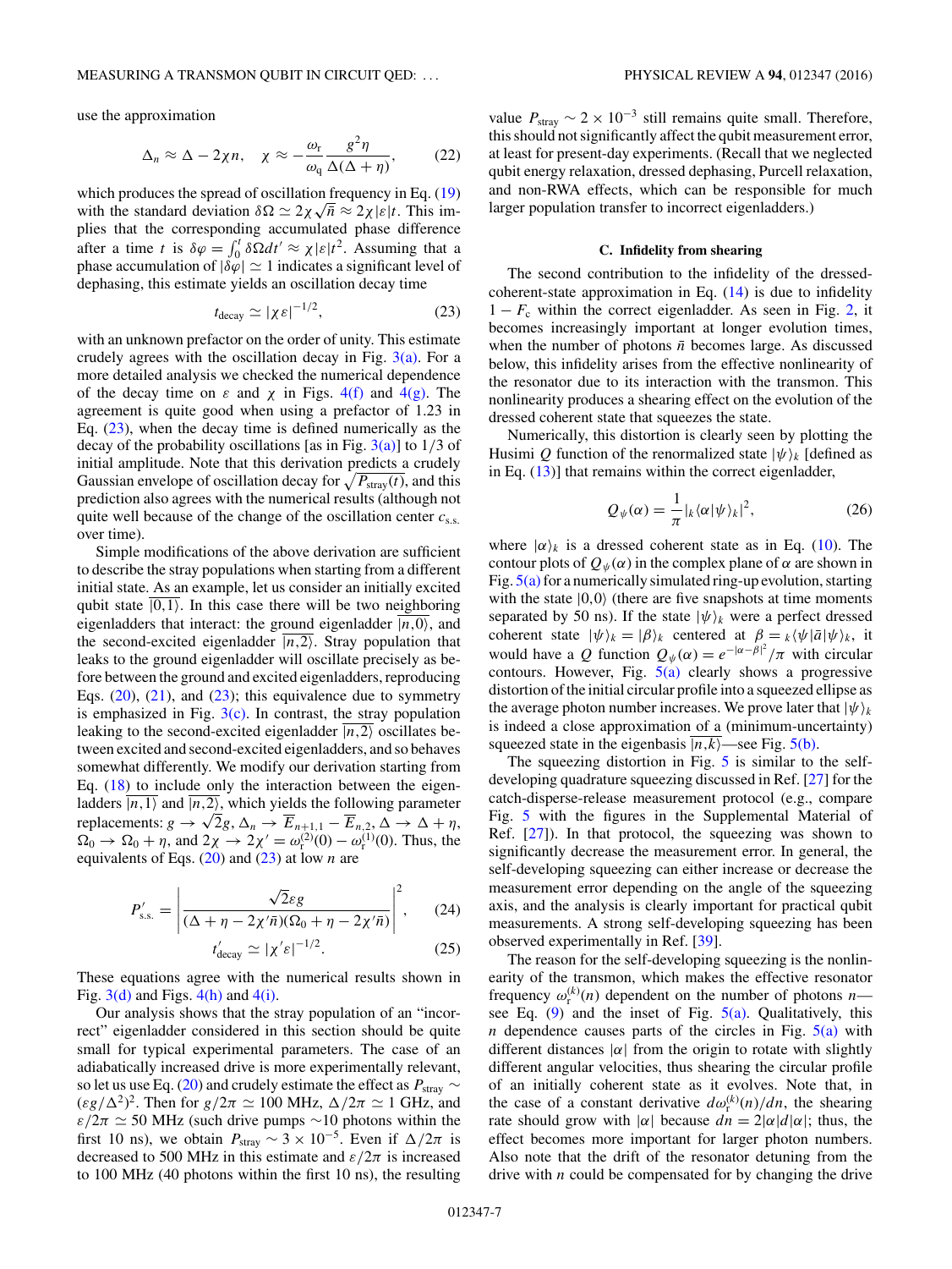use the approximation

$$\Delta_n \approx \Delta - 2\chi n, \quad \chi \approx -\frac{\omega_r}{\omega_q} \frac{g^2 \eta}{\Delta(\Delta + \eta)}, \tag{22}$$

which produces the spread of oscillation frequency in Eq. (19) with the standard deviation $\delta\Omega \simeq 2\chi\sqrt{\bar{n}} \approx 2\chi|\varepsilon|t$. This implies that the corresponding accumulated phase difference after a time $t$ is $\delta\varphi = \int_0^t \delta\Omega dt' \approx \chi|\varepsilon|t^2$. Assuming that a phase accumulation of $|\delta\varphi| \simeq 1$ indicates a significant level of dephasing, this estimate yields an oscillation decay time

$$t_{\rm decay} \simeq |\chi\varepsilon|^{-1/2}, \tag{23}$$

with an unknown prefactor on the order of unity. This estimate crudely agrees with the oscillation decay in Fig. 3(a). For a more detailed analysis we checked the numerical dependence of the decay time on $\varepsilon$ and $\chi$ in Figs. 4(f) and 4(g). The agreement is quite good when using a prefactor of 1.23 in Eq. (23), when the decay time is defined numerically as the decay of the probability oscillations [as in Fig. 3(a)] to 1/3 of initial amplitude. Note that this derivation predicts a crudely Gaussian envelope of oscillation decay for $\sqrt{P_{\rm stray}(t)}$, and this prediction also agrees with the numerical results (although not quite well because of the change of the oscillation center $c_{\rm s.s.}$ over time).

Simple modifications of the above derivation are sufficient to describe the stray populations when starting from a different initial state. As an example, let us consider an initially excited qubit state $\overline{|0,1\rangle}$. In this case there will be two neighboring eigenladders that interact: the ground eigenladder $\overline{|n,0\rangle}$, and the second-excited eigenladder $\overline{|n,2\rangle}$. Stray population that leaks to the ground eigenladder will oscillate precisely as before between the ground and excited eigenladders, reproducing Eqs. (20), (21), and (23); this equivalence due to symmetry is emphasized in Fig. 3(c). In contrast, the stray population leaking to the second-excited eigenladder $\overline{|n,2\rangle}$ oscillates between excited and second-excited eigenladders, and so behaves somewhat differently. We modify our derivation starting from Eq. (18) to include only the interaction between the eigenladders $\overline{|n,1\rangle}$ and $\overline{|n,2\rangle}$, which yields the following parameter replacements: $g \to \sqrt{2}g$, $\Delta_n \to \overline{E}_{n+1,1} - \overline{E}_{n,2}$, $\Delta \to \Delta + \eta$, $\Omega_0 \to \Omega_0 + \eta$, and $2\chi \to 2\chi' = \omega_r^{(2)}(0) - \omega_r^{(1)}(0)$. Thus, the equivalents of Eqs. (20) and (23) at low $n$ are

$$P'_{\rm s.s.} = \left| \frac{\sqrt{2}\varepsilon g}{(\Delta + \eta - 2\chi'\bar{n})(\Omega_0 + \eta - 2\chi'\bar{n})} \right|^2, \tag{24}$$

$$t'_{\rm decay} \simeq |\chi'\varepsilon|^{-1/2}. \tag{25}$$

These equations agree with the numerical results shown in Fig. 3(d) and Figs. 4(h) and 4(i).

Our analysis shows that the stray population of an "incorrect" eigenladder considered in this section should be quite small for typical experimental parameters. The case of an adiabatically increased drive is more experimentally relevant, so let us use Eq. (20) and crudely estimate the effect as $P_{\rm stray} \sim (\varepsilon g/\Delta^2)^2$. Then for $g/2\pi \simeq 100$ MHz, $\Delta/2\pi \simeq 1$ GHz, and $\varepsilon/2\pi \simeq 50$ MHz (such drive pumps ~10 photons within the first 10 ns), we obtain $P_{\rm stray} \sim 3 \times 10^{-5}$. Even if $\Delta/2\pi$ is decreased to 500 MHz in this estimate and $\varepsilon/2\pi$ is increased to 100 MHz (40 photons within the first 10 ns), the resulting value $P_{\rm stray} \sim 2 \times 10^{-3}$ still remains quite small. Therefore, this should not significantly affect the qubit measurement error, at least for present-day experiments. (Recall that we neglected qubit energy relaxation, dressed dephasing, Purcell relaxation, and non-RWA effects, which can be responsible for much larger population transfer to incorrect eigenladders.)

### C. Infidelity from shearing

The second contribution to the infidelity of the dressed-coherent-state approximation in Eq. (14) is due to infidelity $1 - F_c$ within the correct eigenladder. As seen in Fig. 2, it becomes increasingly important at longer evolution times, when the number of photons $\bar{n}$ becomes large. As discussed below, this infidelity arises from the effective nonlinearity of the resonator due to its interaction with the transmon. This nonlinearity produces a shearing effect on the evolution of the dressed coherent state that squeezes the state.

Numerically, this distortion is clearly seen by plotting the Husimi $Q$ function of the renormalized state $|\psi\rangle_k$ [defined as in Eq. (13)] that remains within the correct eigenladder,

$$Q_\psi(\alpha) = \frac{1}{\pi}|_k\langle\alpha|\psi\rangle_k|^2, \tag{26}$$

where $|\alpha\rangle_k$ is a dressed coherent state as in Eq. (10). The contour plots of $Q_\psi(\alpha)$ in the complex plane of $\alpha$ are shown in Fig. 5(a) for a numerically simulated ring-up evolution, starting with the state $|0,0\rangle$ (there are five snapshots at time moments separated by 50 ns). If the state $|\psi\rangle_k$ were a perfect dressed coherent state $|\psi\rangle_k = |\beta\rangle_k$ centered at $\beta = {}_k\langle\psi|\bar{a}|\psi\rangle_k$, it would have a $Q$ function $Q_\psi(\alpha) = e^{-|\alpha-\beta|^2}/\pi$ with circular contours. However, Fig. 5(a) clearly shows a progressive distortion of the initial circular profile into a squeezed ellipse as the average photon number increases. We prove later that $|\psi\rangle_k$ is indeed a close approximation of a (minimum-uncertainty) squeezed state in the eigenbasis $\overline{|n,k\rangle}$—see Fig. 5(b).

The squeezing distortion in Fig. 5 is similar to the self-developing quadrature squeezing discussed in Ref. [27] for the catch-disperse-release measurement protocol (e.g., compare Fig. 5 with the figures in the Supplemental Material of Ref. [27]). In that protocol, the squeezing was shown to significantly decrease the measurement error. In general, the self-developing squeezing can either increase or decrease the measurement error depending on the angle of the squeezing axis, and the analysis is clearly important for practical qubit measurements. A strong self-developing squeezing has been observed experimentally in Ref. [39].

The reason for the self-developing squeezing is the nonlinearity of the transmon, which makes the effective resonator frequency $\omega_r^{(k)}(n)$ dependent on the number of photons $n$—see Eq. (9) and the inset of Fig. 5(a). Qualitatively, this $n$ dependence causes parts of the circles in Fig. 5(a) with different distances $|\alpha|$ from the origin to rotate with slightly different angular velocities, thus shearing the circular profile of an initially coherent state as it evolves. Note that, in the case of a constant derivative $d\omega_r^{(k)}(n)/dn$, the shearing rate should grow with $|\alpha|$ because $dn = 2|\alpha|d|\alpha|$; thus, the effect becomes more important for larger photon numbers. Also note that the drift of the resonator detuning from the drive with $n$ could be compensated for by changing the drive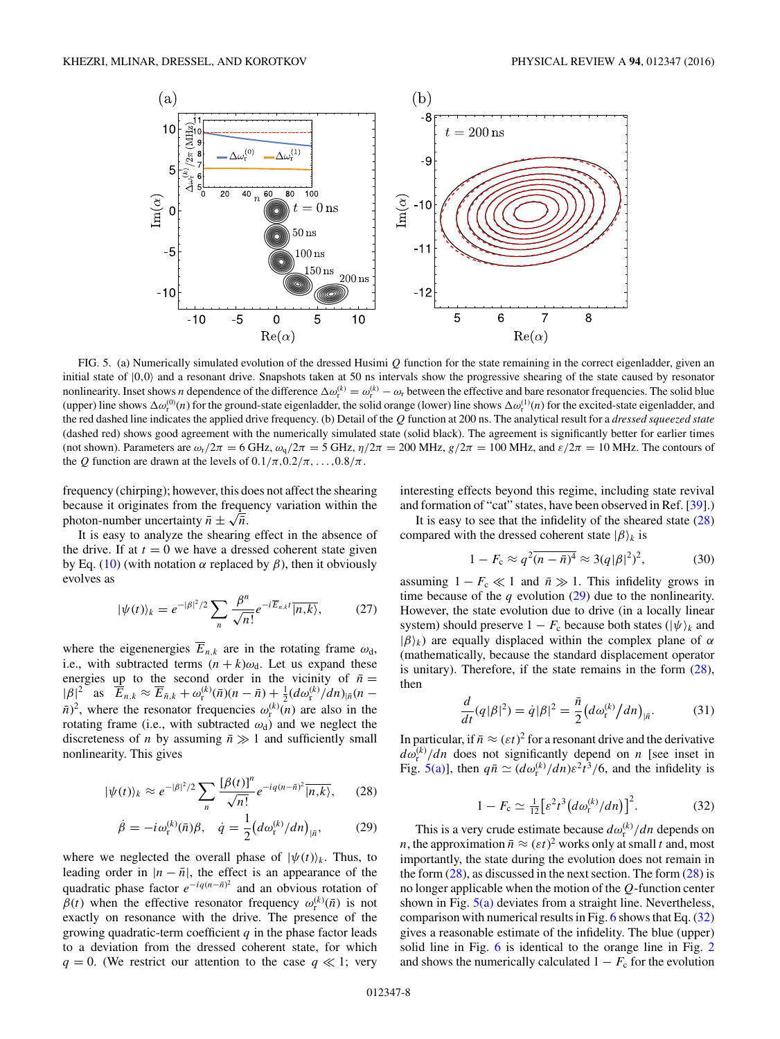FIG. 5. (a) Numerically simulated evolution of the dressed Husimi $Q$ function for the state remaining in the correct eigenladder, given an initial state of $|0,0\rangle$ and a resonant drive. Snapshots taken at 50 ns intervals show the progressive shearing of the state caused by resonator nonlinearity. Inset shows $n$ dependence of the difference $\Delta\omega_r^{(k)} = \omega_r^{(k)} - \omega_r$ between the effective and bare resonator frequencies. The solid blue (upper) line shows $\Delta\omega_r^{(0)}(n)$ for the ground-state eigenladder, the solid orange (lower) line shows $\Delta\omega_r^{(1)}(n)$ for the excited-state eigenladder, and the red dashed line indicates the applied drive frequency. (b) Detail of the $Q$ function at 200 ns. The analytical result for a *dressed squeezed state* (dashed red) shows good agreement with the numerically simulated state (solid black). The agreement is significantly better for earlier times (not shown). Parameters are $\omega_r/2\pi = 6$ GHz, $\omega_q/2\pi = 5$ GHz, $\eta/2\pi = 200$ MHz, $g/2\pi = 100$ MHz, and $\varepsilon/2\pi = 10$ MHz. The contours of the $Q$ function are drawn at the levels of $0.1/\pi, 0.2/\pi, \ldots, 0.8/\pi$.

frequency (chirping); however, this does not affect the shearing because it originates from the frequency variation within the photon-number uncertainty $\bar{n} \pm \sqrt{\bar{n}}$.

It is easy to analyze the shearing effect in the absence of the drive. If at $t = 0$ we have a dressed coherent state given by Eq. (10) (with notation $\alpha$ replaced by $\beta$), then it obviously evolves as

$$|\psi(t)\rangle_k = e^{-|\beta|^2/2} \sum_n \frac{\beta^n}{\sqrt{n!}} e^{-i\overline{E}_{n,k}t} \overline{|n,k\rangle}, \tag{27}$$

where the eigenenergies $\overline{E}_{n,k}$ are in the rotating frame $\omega_d$, i.e., with subtracted terms $(n+k)\omega_d$. Let us expand these energies up to the second order in the vicinity of $\bar{n} = |\beta|^2$ as $\overline{E}_{n,k} \approx \overline{E}_{\bar{n},k} + \omega_r^{(k)}(\bar{n})(n-\bar{n}) + \frac{1}{2}(d\omega_r^{(k)}/dn)_{|\bar{n}}(n-\bar{n})^2$, where the resonator frequencies $\omega_r^{(k)}(n)$ are also in the rotating frame (i.e., with subtracted $\omega_d$) and we neglect the discreteness of $n$ by assuming $\bar{n} \gg 1$ and sufficiently small nonlinearity. This gives

$$|\psi(t)\rangle_k \approx e^{-|\beta|^2/2} \sum_n \frac{[\beta(t)]^n}{\sqrt{n!}} e^{-iq(n-\bar{n})^2} \overline{|n,k\rangle}, \tag{28}$$

$$\dot{\beta} = -i\omega_r^{(k)}(\bar{n})\beta, \quad \dot{q} = \frac{1}{2}\left(d\omega_r^{(k)}/dn\right)_{|\bar{n}}, \tag{29}$$

where we neglected the overall phase of $|\psi(t)\rangle_k$. Thus, to leading order in $|n-\bar{n}|$, the effect is an appearance of the quadratic phase factor $e^{-iq(n-\bar{n})^2}$ and an obvious rotation of $\beta(t)$ when the effective resonator frequency $\omega_r^{(k)}(\bar{n})$ is not exactly on resonance with the drive. The presence of the growing quadratic-term coefficient $q$ in the phase factor leads to a deviation from the dressed coherent state, for which $q = 0$. (We restrict our attention to the case $q \ll 1$; very interesting effects beyond this regime, including state revival and formation of "cat" states, have been observed in Ref. [39].)

It is easy to see that the infidelity of the sheared state (28) compared with the dressed coherent state $|\beta\rangle_k$ is

$$1 - F_c \approx q^2\overline{(n-\bar{n})^4} \approx 3(q|\beta|^2)^2, \tag{30}$$

assuming $1 - F_c \ll 1$ and $\bar{n} \gg 1$. This infidelity grows in time because of the $q$ evolution (29) due to the nonlinearity. However, the state evolution due to drive (in a locally linear system) should preserve $1 - F_c$ because both states ($|\psi\rangle_k$ and $|\beta\rangle_k$) are equally displaced within the complex plane of $\alpha$ (mathematically, because the standard displacement operator is unitary). Therefore, if the state remains in the form (28), then

$$\frac{d}{dt}(q|\beta|^2) = \dot{q}|\beta|^2 = \frac{\bar{n}}{2}\left(d\omega_r^{(k)}/dn\right)_{|\bar{n}}. \tag{31}$$

In particular, if $\bar{n} \approx (\varepsilon t)^2$ for a resonant drive and the derivative $d\omega_r^{(k)}/dn$ does not significantly depend on $n$ [see inset in Fig. 5(a)], then $q\bar{n} \simeq (d\omega_r^{(k)}/dn)\varepsilon^2 t^3/6$, and the infidelity is

$$1 - F_c \simeq \tfrac{1}{12}\left[\varepsilon^2 t^3 \left(d\omega_r^{(k)}/dn\right)\right]^2. \tag{32}$$

This is a very crude estimate because $d\omega_r^{(k)}/dn$ depends on $n$, the approximation $\bar{n} \approx (\varepsilon t)^2$ works only at small $t$ and, most importantly, the state during the evolution does not remain in the form (28), as discussed in the next section. The form (28) is no longer applicable when the motion of the $Q$-function center shown in Fig. 5(a) deviates from a straight line. Nevertheless, comparison with numerical results in Fig. 6 shows that Eq. (32) gives a reasonable estimate of the infidelity. The blue (upper) solid line in Fig. 6 is identical to the orange line in Fig. 2 and shows the numerically calculated $1 - F_c$ for the evolution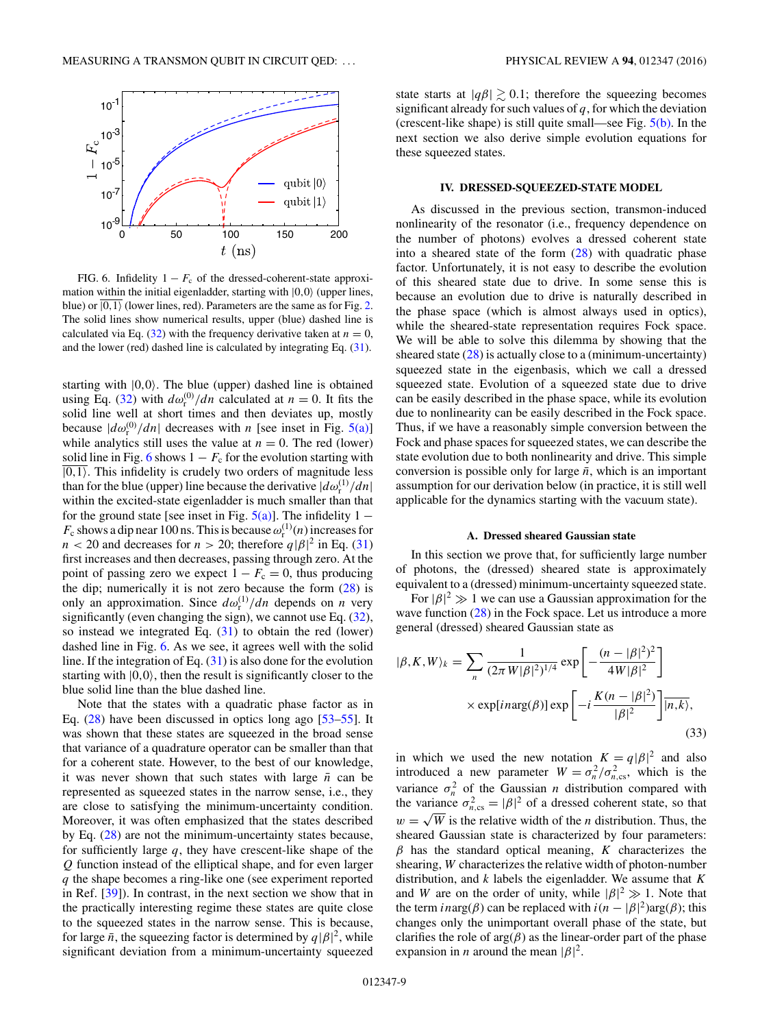FIG. 6. Infidelity $1 - F_c$ of the dressed-coherent-state approximation within the initial eigenladder, starting with $|0,0\rangle$ (upper lines, blue) or $\overline{|0,1\rangle}$ (lower lines, red). Parameters are the same as for Fig. 2. The solid lines show numerical results, upper (blue) dashed line is calculated via Eq. (32) with the frequency derivative taken at $n = 0$, and the lower (red) dashed line is calculated by integrating Eq. (31).

starting with $|0,0\rangle$. The blue (upper) dashed line is obtained using Eq. (32) with $d\omega_r^{(0)}/dn$ calculated at $n = 0$. It fits the solid line well at short times and then deviates up, mostly because $|d\omega_r^{(0)}/dn|$ decreases with $n$ [see inset in Fig. 5(a)] while analytics still uses the value at $n = 0$. The red (lower) solid line in Fig. 6 shows $1 - F_c$ for the evolution starting with $\overline{|0,1\rangle}$. This infidelity is crudely two orders of magnitude less than for the blue (upper) line because the derivative $|d\omega_r^{(1)}/dn|$ within the excited-state eigenladder is much smaller than that for the ground state [see inset in Fig. 5(a)]. The infidelity $1 - F_c$ shows a dip near 100 ns. This is because $\omega_r^{(1)}(n)$ increases for $n < 20$ and decreases for $n > 20$; therefore $q|\beta|^2$ in Eq. (31) first increases and then decreases, passing through zero. At the point of passing zero we expect $1 - F_c = 0$, thus producing the dip; numerically it is not zero because the form (28) is only an approximation. Since $d\omega_r^{(1)}/dn$ depends on $n$ very significantly (even changing the sign), we cannot use Eq. (32), so instead we integrated Eq. (31) to obtain the red (lower) dashed line in Fig. 6. As we see, it agrees well with the solid line. If the integration of Eq. (31) is also done for the evolution starting with $|0,0\rangle$, then the result is significantly closer to the blue solid line than the blue dashed line.

Note that the states with a quadratic phase factor as in Eq. (28) have been discussed in optics long ago [53–55]. It was shown that these states are squeezed in the broad sense that variance of a quadrature operator can be smaller than that for a coherent state. However, to the best of our knowledge, it was never shown that such states with large $\bar{n}$ can be represented as squeezed states in the narrow sense, i.e., they are close to satisfying the minimum-uncertainty condition. Moreover, it was often emphasized that the states described by Eq. (28) are not the minimum-uncertainty states because, for sufficiently large $q$, they have crescent-like shape of the $Q$ function instead of the elliptical shape, and for even larger $q$ the shape becomes a ring-like one (see experiment reported in Ref. [39]). In contrast, in the next section we show that in the practically interesting regime these states are quite close to the squeezed states in the narrow sense. This is because, for large $\bar{n}$, the squeezing factor is determined by $q|\beta|^2$, while significant deviation from a minimum-uncertainty squeezed state starts at $|q\beta| \gtrsim 0.1$; therefore the squeezing becomes significant already for such values of $q$, for which the deviation (crescent-like shape) is still quite small—see Fig. 5(b). In the next section we also derive simple evolution equations for these squeezed states.

## IV. DRESSED-SQUEEZED-STATE MODEL

As discussed in the previous section, transmon-induced nonlinearity of the resonator (i.e., frequency dependence on the number of photons) evolves a dressed coherent state into a sheared state of the form (28) with quadratic phase factor. Unfortunately, it is not easy to describe the evolution of this sheared state due to drive. In some sense this is because an evolution due to drive is naturally described in the phase space (which is almost always used in optics), while the sheared-state representation requires Fock space. We will be able to solve this dilemma by showing that the sheared state (28) is actually close to a (minimum-uncertainty) squeezed state in the eigenbasis, which we call a dressed squeezed state. Evolution of a squeezed state due to drive can be easily described in the phase space, while its evolution due to nonlinearity can be easily described in the Fock space. Thus, if we have a reasonably simple conversion between the Fock and phase spaces for squeezed states, we can describe the state evolution due to both nonlinearity and drive. This simple conversion is possible only for large $\bar{n}$, which is an important assumption for our derivation below (in practice, it is still well applicable for the dynamics starting with the vacuum state).

### A. Dressed sheared Gaussian state

In this section we prove that, for sufficiently large number of photons, the (dressed) sheared state is approximately equivalent to a (dressed) minimum-uncertainty squeezed state.

For $|\beta|^2 \gg 1$ we can use a Gaussian approximation for the wave function (28) in the Fock space. Let us introduce a more general (dressed) sheared Gaussian state as

$$|\beta,K,W\rangle_k = \sum_n \frac{1}{(2\pi W|\beta|^2)^{1/4}} \exp\left[-\frac{(n-|\beta|^2)^2}{4W|\beta|^2}\right] \times \exp[in\arg(\beta)] \exp\left[-i\frac{K(n-|\beta|^2)}{|\beta|^2}\right]\overline{|n,k\rangle}, \tag{33}$$

in which we used the new notation $K = q|\beta|^2$ and also introduced a new parameter $W = \sigma_n^2/\sigma_{n,\text{cs}}^2$, which is the variance $\sigma_n^2$ of the Gaussian $n$ distribution compared with the variance $\sigma_{n,\text{cs}}^2 = |\beta|^2$ of a dressed coherent state, so that $w = \sqrt{W}$ is the relative width of the $n$ distribution. Thus, the sheared Gaussian state is characterized by four parameters: $\beta$ has the standard optical meaning, $K$ characterizes the shearing, $W$ characterizes the relative width of photon-number distribution, and $k$ labels the eigenladder. We assume that $K$ and $W$ are on the order of unity, while $|\beta|^2 \gg 1$. Note that the term $in\arg(\beta)$ can be replaced with $i(n-|\beta|^2)\arg(\beta)$; this changes only the unimportant overall phase of the state, but clarifies the role of $\arg(\beta)$ as the linear-order part of the phase expansion in $n$ around the mean $|\beta|^2$.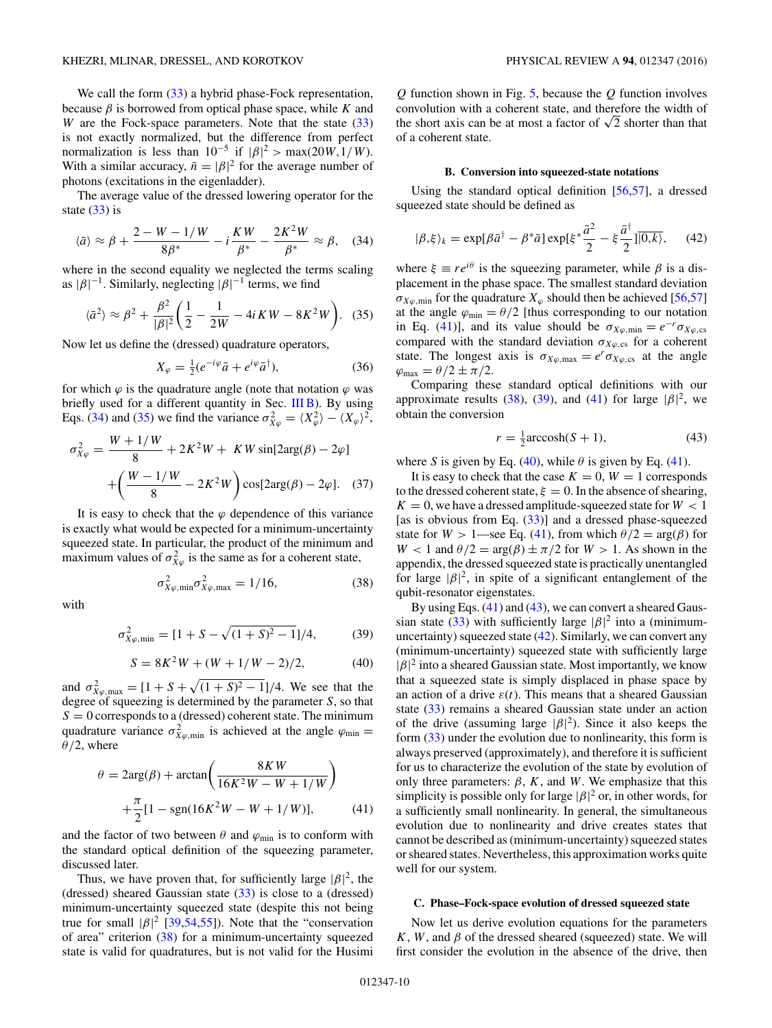We call the form (33) a hybrid phase-Fock representation, because $\beta$ is borrowed from optical phase space, while $K$ and $W$ are the Fock-space parameters. Note that the state (33) is not exactly normalized, but the difference from perfect normalization is less than $10^{-5}$ if $|\beta|^2 > \max(20W, 1/W)$. With a similar accuracy, $\bar{n} = |\beta|^2$ for the average number of photons (excitations in the eigenladder).

The average value of the dressed lowering operator for the state (33) is

$$\langle \bar{a} \rangle \approx \beta + \frac{2 - W - 1/W}{8\beta^*} - i\frac{KW}{\beta^*} - \frac{2K^2W}{\beta^*} \approx \beta, \quad (34)$$

where in the second equality we neglected the terms scaling as $|\beta|^{-1}$. Similarly, neglecting $|\beta|^{-1}$ terms, we find

$$\langle \bar{a}^2 \rangle \approx \beta^2 + \frac{\beta^2}{|\beta|^2}\left(\frac{1}{2} - \frac{1}{2W} - 4iKW - 8K^2W\right). \quad (35)$$

Now let us define the (dressed) quadrature operators,

$$X_\varphi = \tfrac{1}{2}(e^{-i\varphi}\bar{a} + e^{i\varphi}\bar{a}^\dagger), \quad (36)$$

for which $\varphi$ is the quadrature angle (note that notation $\varphi$ was briefly used for a different quantity in Sec. III B). By using Eqs. (34) and (35) we find the variance $\sigma_{X\varphi}^2 = \langle X_\varphi^2 \rangle - \langle X_\varphi \rangle^2$,

$$\sigma_{X\varphi}^2 = \frac{W + 1/W}{8} + 2K^2W + KW\sin[2\arg(\beta) - 2\varphi] + \left(\frac{W - 1/W}{8} - 2K^2W\right)\cos[2\arg(\beta) - 2\varphi]. \quad (37)$$

It is easy to check that the $\varphi$ dependence of this variance is exactly what would be expected for a minimum-uncertainty squeezed state. In particular, the product of the minimum and maximum values of $\sigma_{X\varphi}^2$ is the same as for a coherent state,

$$\sigma_{X\varphi,\min}^2 \sigma_{X\varphi,\max}^2 = 1/16, \quad (38)$$

with

$$\sigma_{X\varphi,\min}^2 = [1 + S - \sqrt{(1+S)^2 - 1}]/4, \quad (39)$$

$$S = 8K^2W + (W + 1/W - 2)/2, \quad (40)$$

and $\sigma_{X\varphi,\max}^2 = [1 + S + \sqrt{(1+S)^2 - 1}]/4$. We see that the degree of squeezing is determined by the parameter $S$, so that $S = 0$ corresponds to a (dressed) coherent state. The minimum quadrature variance $\sigma_{X\varphi,\min}^2$ is achieved at the angle $\varphi_{\min} = \theta/2$, where

$$\theta = 2\arg(\beta) + \arctan\left(\frac{8KW}{16K^2W - W + 1/W}\right) + \frac{\pi}{2}[1 - \mathrm{sgn}(16K^2W - W + 1/W)], \quad (41)$$

and the factor of two between $\theta$ and $\varphi_{\min}$ is to conform with the standard optical definition of the squeezing parameter, discussed later.

Thus, we have proven that, for sufficiently large $|\beta|^2$, the (dressed) sheared Gaussian state (33) is close to a (dressed) minimum-uncertainty squeezed state (despite this not being true for small $|\beta|^2$ [39,54,55]). Note that the "conservation of area" criterion (38) for a minimum-uncertainty squeezed state is valid for quadratures, but is not valid for the Husimi $Q$ function shown in Fig. 5, because the $Q$ function involves convolution with a coherent state, and therefore the width of the short axis can be at most a factor of $\sqrt{2}$ shorter than that of a coherent state.

### B. Conversion into squeezed-state notations

Using the standard optical definition [56,57], a dressed squeezed state should be defined as

$$|\beta,\xi\rangle_k = \exp[\beta\bar{a}^\dagger - \beta^*\bar{a}]\exp[\xi^*\frac{\bar{a}^2}{2} - \xi\frac{\bar{a}^\dagger}{2}]\overline{|0,k\rangle}, \quad (42)$$

where $\xi \equiv re^{i\theta}$ is the squeezing parameter, while $\beta$ is a displacement in the phase space. The smallest standard deviation $\sigma_{X\varphi,\min}$ for the quadrature $X_\varphi$ should then be achieved [56,57] at the angle $\varphi_{\min} = \theta/2$ [thus corresponding to our notation in Eq. (41)], and its value should be $\sigma_{X\varphi,\min} = e^{-r}\sigma_{X\varphi,\mathrm{cs}}$ compared with the standard deviation $\sigma_{X\varphi,\mathrm{cs}}$ for a coherent state. The longest axis is $\sigma_{X\varphi,\max} = e^r\sigma_{X\varphi,\mathrm{cs}}$ at the angle $\varphi_{\max} = \theta/2 \pm \pi/2$.

Comparing these standard optical definitions with our approximate results (38), (39), and (41) for large $|\beta|^2$, we obtain the conversion

$$r = \tfrac{1}{2}\mathrm{arccosh}(S + 1), \quad (43)$$

where $S$ is given by Eq. (40), while $\theta$ is given by Eq. (41).

It is easy to check that the case $K = 0$, $W = 1$ corresponds to the dressed coherent state, $\xi = 0$. In the absence of shearing, $K = 0$, we have a dressed amplitude-squeezed state for $W < 1$ [as is obvious from Eq. (33)] and a dressed phase-squeezed state for $W > 1$—see Eq. (41), from which $\theta/2 = \arg(\beta)$ for $W < 1$ and $\theta/2 = \arg(\beta) \pm \pi/2$ for $W > 1$. As shown in the appendix, the dressed squeezed state is practically unentangled for large $|\beta|^2$, in spite of a significant entanglement of the qubit-resonator eigenstates.

By using Eqs. (41) and (43), we can convert a sheared Gaussian state (33) with sufficiently large $|\beta|^2$ into a (minimum-uncertainty) squeezed state (42). Similarly, we can convert any (minimum-uncertainty) squeezed state with sufficiently large $|\beta|^2$ into a sheared Gaussian state. Most importantly, we know that a squeezed state is simply displaced in phase space by an action of a drive $\varepsilon(t)$. This means that a sheared Gaussian state (33) remains a sheared Gaussian state under an action of the drive (assuming large $|\beta|^2$). Since it also keeps the form (33) under the evolution due to nonlinearity, this form is always preserved (approximately), and therefore it is sufficient for us to characterize the evolution of the state by evolution of only three parameters: $\beta$, $K$, and $W$. We emphasize that this simplicity is possible only for large $|\beta|^2$ or, in other words, for a sufficiently small nonlinearity. In general, the simultaneous evolution due to nonlinearity and drive creates states that cannot be described as (minimum-uncertainty) squeezed states or sheared states. Nevertheless, this approximation works quite well for our system.

### C. Phase–Fock-space evolution of dressed squeezed state

Now let us derive evolution equations for the parameters $K$, $W$, and $\beta$ of the dressed sheared (squeezed) state. We will first consider the evolution in the absence of the drive, then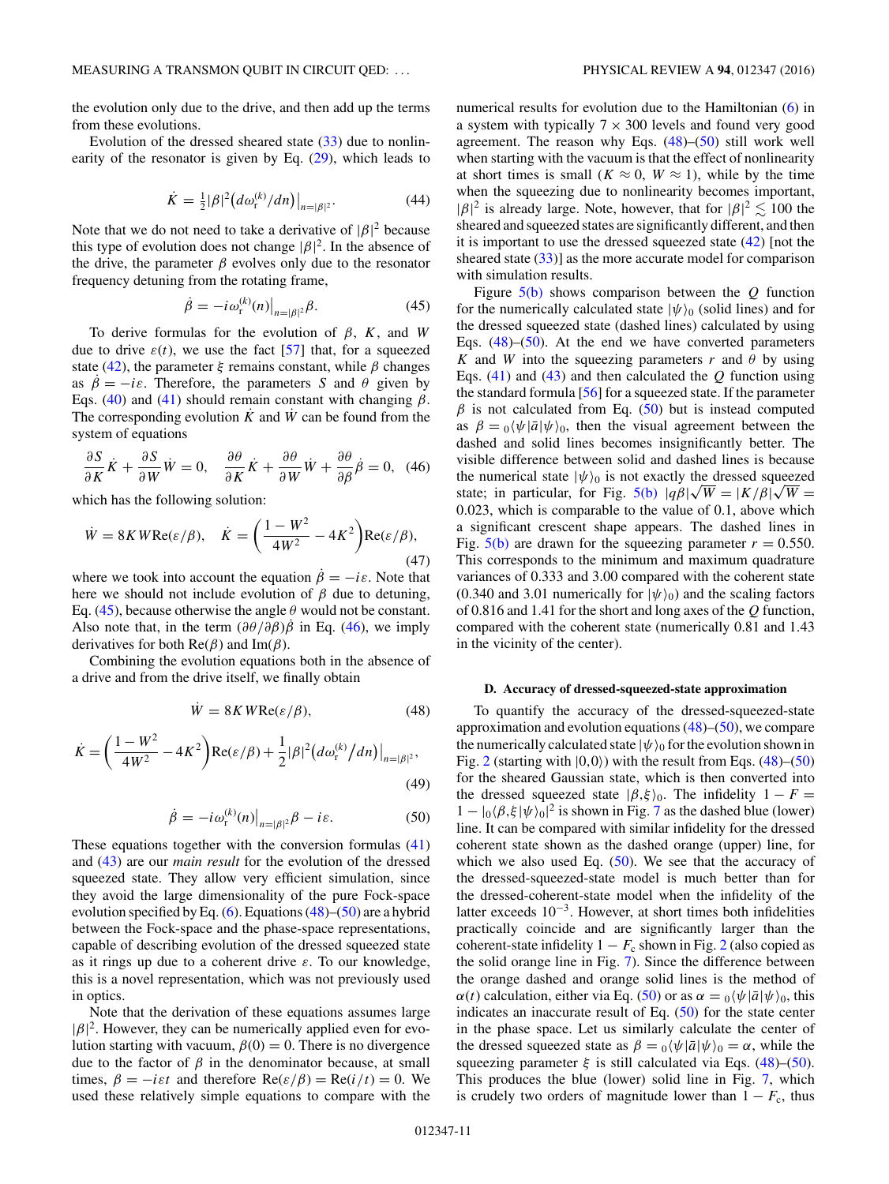the evolution only due to the drive, and then add up the terms from these evolutions.

Evolution of the dressed sheared state (33) due to nonlinearity of the resonator is given by Eq. (29), which leads to

$$\dot{K} = \tfrac{1}{2}|\beta|^2\big(d\omega_{\rm r}^{(k)}/dn\big)\big|_{n=|\beta|^2}. \tag{44}$$

Note that we do not need to take a derivative of $|\beta|^2$ because this type of evolution does not change $|\beta|^2$. In the absence of the drive, the parameter $\beta$ evolves only due to the resonator frequency detuning from the rotating frame,

$$\dot{\beta} = -i\omega_{\rm r}^{(k)}(n)\big|_{n=|\beta|^2}\beta. \tag{45}$$

To derive formulas for the evolution of $\beta$, $K$, and $W$ due to drive $\varepsilon(t)$, we use the fact [57] that, for a squeezed state (42), the parameter $\xi$ remains constant, while $\beta$ changes as $\dot{\beta} = -i\varepsilon$. Therefore, the parameters $S$ and $\theta$ given by Eqs. (40) and (41) should remain constant with changing $\beta$. The corresponding evolution $\dot{K}$ and $\dot{W}$ can be found from the system of equations

$$\frac{\partial S}{\partial K}\dot{K} + \frac{\partial S}{\partial W}\dot{W} = 0, \quad \frac{\partial \theta}{\partial K}\dot{K} + \frac{\partial \theta}{\partial W}\dot{W} + \frac{\partial \theta}{\partial \beta}\dot{\beta} = 0, \tag{46}$$

which has the following solution:

$$\dot{W} = 8KW{\rm Re}(\varepsilon/\beta), \quad \dot{K} = \left(\frac{1-W^2}{4W^2} - 4K^2\right){\rm Re}(\varepsilon/\beta), \tag{47}$$

where we took into account the equation $\dot{\beta} = -i\varepsilon$. Note that here we should not include evolution of $\beta$ due to detuning, Eq. (45), because otherwise the angle $\theta$ would not be constant. Also note that, in the term $(\partial\theta/\partial\beta)\dot{\beta}$ in Eq. (46), we imply derivatives for both ${\rm Re}(\beta)$ and ${\rm Im}(\beta)$.

Combining the evolution equations both in the absence of a drive and from the drive itself, we finally obtain

$$\dot{W} = 8KW{\rm Re}(\varepsilon/\beta), \tag{48}$$

$$\dot{K} = \left(\frac{1-W^2}{4W^2} - 4K^2\right){\rm Re}(\varepsilon/\beta) + \frac{1}{2}|\beta|^2\big(d\omega_{\rm r}^{(k)}\big/dn\big)\big|_{n=|\beta|^2}, \tag{49}$$

$$\dot{\beta} = -i\omega_{\rm r}^{(k)}(n)\big|_{n=|\beta|^2}\beta - i\varepsilon. \tag{50}$$

These equations together with the conversion formulas (41) and (43) are our *main result* for the evolution of the dressed squeezed state. They allow very efficient simulation, since they avoid the large dimensionality of the pure Fock-space evolution specified by Eq. (6). Equations (48)–(50) are a hybrid between the Fock-space and the phase-space representations, capable of describing evolution of the dressed squeezed state as it rings up due to a coherent drive $\varepsilon$. To our knowledge, this is a novel representation, which was not previously used in optics.

Note that the derivation of these equations assumes large $|\beta|^2$. However, they can be numerically applied even for evolution starting with vacuum, $\beta(0) = 0$. There is no divergence due to the factor of $\beta$ in the denominator because, at small times, $\beta = -i\varepsilon t$ and therefore ${\rm Re}(\varepsilon/\beta) = {\rm Re}(i/t) = 0$. We used these relatively simple equations to compare with the numerical results for evolution due to the Hamiltonian (6) in a system with typically $7 \times 300$ levels and found very good agreement. The reason why Eqs. (48)–(50) still work well when starting with the vacuum is that the effect of nonlinearity at short times is small ($K \approx 0$, $W \approx 1$), while by the time when the squeezing due to nonlinearity becomes important, $|\beta|^2$ is already large. Note, however, that for $|\beta|^2 \lesssim 100$ the sheared and squeezed states are significantly different, and then it is important to use the dressed squeezed state (42) [not the sheared state (33)] as the more accurate model for comparison with simulation results.

Figure 5(b) shows comparison between the $Q$ function for the numerically calculated state $|\psi\rangle_0$ (solid lines) and for the dressed squeezed state (dashed lines) calculated by using Eqs. (48)–(50). At the end we have converted parameters $K$ and $W$ into the squeezing parameters $r$ and $\theta$ by using Eqs. (41) and (43) and then calculated the $Q$ function using the standard formula [56] for a squeezed state. If the parameter $\beta$ is not calculated from Eq. (50) but is instead computed as $\beta = {}_0\langle\psi|\bar{a}|\psi\rangle_0$, then the visual agreement between the dashed and solid lines becomes insignificantly better. The visible difference between solid and dashed lines is because the numerical state $|\psi\rangle_0$ is not exactly the dressed squeezed state; in particular, for Fig. 5(b) $|q\beta|\sqrt{W} = |K/\beta|\sqrt{W} = 0.023$, which is comparable to the value of 0.1, above which a significant crescent shape appears. The dashed lines in Fig. 5(b) are drawn for the squeezing parameter $r = 0.550$. This corresponds to the minimum and maximum quadrature variances of 0.333 and 3.00 compared with the coherent state (0.340 and 3.01 numerically for $|\psi\rangle_0$) and the scaling factors of 0.816 and 1.41 for the short and long axes of the $Q$ function, compared with the coherent state (numerically 0.81 and 1.43 in the vicinity of the center).

#### D. Accuracy of dressed-squeezed-state approximation

To quantify the accuracy of the dressed-squeezed-state approximation and evolution equations (48)–(50), we compare the numerically calculated state $|\psi\rangle_0$ for the evolution shown in Fig. 2 (starting with $|0,0\rangle$) with the result from Eqs. (48)–(50) for the sheared Gaussian state, which is then converted into the dressed squeezed state $|\beta,\xi\rangle_0$. The infidelity $1 - F = 1 - |{}_0\langle\beta,\xi|\psi\rangle_0|^2$ is shown in Fig. 7 as the dashed blue (lower) line. It can be compared with similar infidelity for the dressed coherent state shown as the dashed orange (upper) line, for which we also used Eq. (50). We see that the accuracy of the dressed-squeezed-state model is much better than for the dressed-coherent-state model when the infidelity of the latter exceeds $10^{-3}$. However, at short times both infidelities practically coincide and are significantly larger than the coherent-state infidelity $1 - F_{\rm c}$ shown in Fig. 2 (also copied as the solid orange line in Fig. 7). Since the difference between the orange dashed and orange solid lines is the method of $\alpha(t)$ calculation, either via Eq. (50) or as $\alpha = {}_0\langle\psi|\bar{a}|\psi\rangle_0$, this indicates an inaccurate result of Eq. (50) for the state center in the phase space. Let us similarly calculate the center of the dressed squeezed state as $\beta = {}_0\langle\psi|\bar{a}|\psi\rangle_0 = \alpha$, while the squeezing parameter $\xi$ is still calculated via Eqs. (48)–(50). This produces the blue (lower) solid line in Fig. 7, which is crudely two orders of magnitude lower than $1 - F_{\rm c}$, thus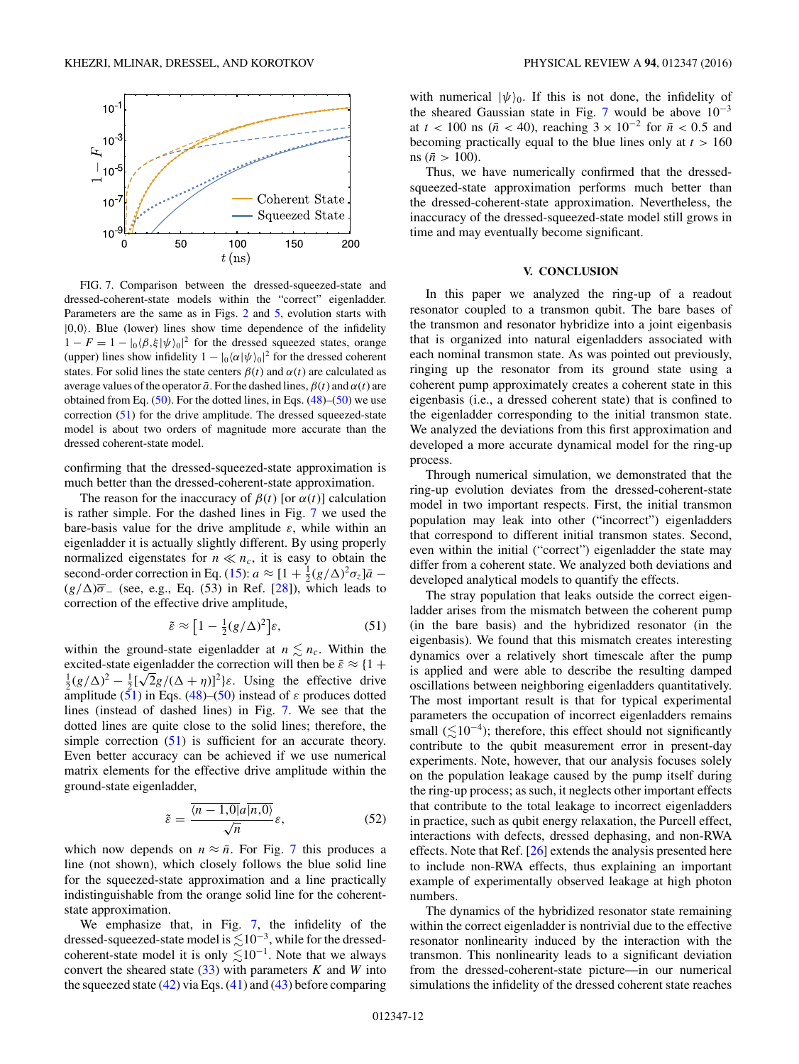FIG. 7. Comparison between the dressed-squeezed-state and dressed-coherent-state models within the "correct" eigenladder. Parameters are the same as in Figs. 2 and 5, evolution starts with $|0,0\rangle$. Blue (lower) lines show time dependence of the infidelity $1-F = 1 - |_0\langle\beta,\xi|\psi\rangle_0|^2$ for the dressed squeezed states, orange (upper) lines show infidelity $1 - |_0\langle\alpha|\psi\rangle_0|^2$ for the dressed coherent states. For solid lines the state centers $\beta(t)$ and $\alpha(t)$ are calculated as average values of the operator $\bar{a}$. For the dashed lines, $\beta(t)$ and $\alpha(t)$ are obtained from Eq. (50). For the dotted lines, in Eqs. (48)–(50) we use correction (51) for the drive amplitude. The dressed squeezed-state model is about two orders of magnitude more accurate than the dressed coherent-state model.

confirming that the dressed-squeezed-state approximation is much better than the dressed-coherent-state approximation.

The reason for the inaccuracy of $\beta(t)$ [or $\alpha(t)$] calculation is rather simple. For the dashed lines in Fig. 7 we used the bare-basis value for the drive amplitude $\varepsilon$, while within an eigenladder it is actually slightly different. By using properly normalized eigenstates for $n \ll n_c$, it is easy to obtain the second-order correction in Eq. (15): $a \approx [1 + \frac{1}{2}(g/\Delta)^2\sigma_z]\bar{a} - (g/\Delta)\overline{\sigma}_-$ (see, e.g., Eq. (53) in Ref. [28]), which leads to correction of the effective drive amplitude,

$$\tilde{\varepsilon} \approx \left[1 - \tfrac{1}{2}(g/\Delta)^2\right]\varepsilon, \tag{51}$$

within the ground-state eigenladder at $n \lesssim n_c$. Within the excited-state eigenladder the correction will then be $\tilde{\varepsilon} \approx \{1 + \frac{1}{2}(g/\Delta)^2 - \frac{1}{2}[\sqrt{2}g/(\Delta+\eta)]^2\}\varepsilon$. Using the effective drive amplitude (51) in Eqs. (48)–(50) instead of $\varepsilon$ produces dotted lines (instead of dashed lines) in Fig. 7. We see that the dotted lines are quite close to the solid lines; therefore, the simple correction (51) is sufficient for an accurate theory. Even better accuracy can be achieved if we use numerical matrix elements for the effective drive amplitude within the ground-state eigenladder,

$$\tilde{\varepsilon} = \frac{\overline{\langle n-1,0|}a\overline{|n,0\rangle}}{\sqrt{n}}\varepsilon, \tag{52}$$

which now depends on $n \approx \bar{n}$. For Fig. 7 this produces a line (not shown), which closely follows the blue solid line for the squeezed-state approximation and a line practically indistinguishable from the orange solid line for the coherent-state approximation.

We emphasize that, in Fig. 7, the infidelity of the dressed-squeezed-state model is $\lesssim 10^{-3}$, while for the dressed-coherent-state model it is only $\lesssim 10^{-1}$. Note that we always convert the sheared state (33) with parameters $K$ and $W$ into the squeezed state (42) via Eqs. (41) and (43) before comparing with numerical $|\psi\rangle_0$. If this is not done, the infidelity of the sheared Gaussian state in Fig. 7 would be above $10^{-3}$ at $t < 100$ ns ($\bar{n} < 40$), reaching $3\times 10^{-2}$ for $\bar{n} < 0.5$ and becoming practically equal to the blue lines only at $t > 160$ ns ($\bar{n} > 100$).

Thus, we have numerically confirmed that the dressed-squeezed-state approximation performs much better than the dressed-coherent-state approximation. Nevertheless, the inaccuracy of the dressed-squeezed-state model still grows in time and may eventually become significant.

## V. CONCLUSION

In this paper we analyzed the ring-up of a readout resonator coupled to a transmon qubit. The bare bases of the transmon and resonator hybridize into a joint eigenbasis that is organized into natural eigenladders associated with each nominal transmon state. As was pointed out previously, ringing up the resonator from its ground state using a coherent pump approximately creates a coherent state in this eigenbasis (i.e., a dressed coherent state) that is confined to the eigenladder corresponding to the initial transmon state. We analyzed the deviations from this first approximation and developed a more accurate dynamical model for the ring-up process.

Through numerical simulation, we demonstrated that the ring-up evolution deviates from the dressed-coherent-state model in two important respects. First, the initial transmon population may leak into other ("incorrect") eigenladders that correspond to different initial transmon states. Second, even within the initial ("correct") eigenladder the state may differ from a coherent state. We analyzed both deviations and developed analytical models to quantify the effects.

The stray population that leaks outside the correct eigenladder arises from the mismatch between the coherent pump (in the bare basis) and the hybridized resonator (in the eigenbasis). We found that this mismatch creates interesting dynamics over a relatively short timescale after the pump is applied and were able to describe the resulting damped oscillations between neighboring eigenladders quantitatively. The most important result is that for typical experimental parameters the occupation of incorrect eigenladders remains small ($\lesssim 10^{-4}$); therefore, this effect should not significantly contribute to the qubit measurement error in present-day experiments. Note, however, that our analysis focuses solely on the population leakage caused by the pump itself during the ring-up process; as such, it neglects other important effects that contribute to the total leakage to incorrect eigenladders in practice, such as qubit energy relaxation, the Purcell effect, interactions with defects, dressed dephasing, and non-RWA effects. Note that Ref. [26] extends the analysis presented here to include non-RWA effects, thus explaining an important example of experimentally observed leakage at high photon numbers.

The dynamics of the hybridized resonator state remaining within the correct eigenladder is nontrivial due to the effective resonator nonlinearity induced by the interaction with the transmon. This nonlinearity leads to a significant deviation from the dressed-coherent-state picture—in our numerical simulations the infidelity of the dressed coherent state reaches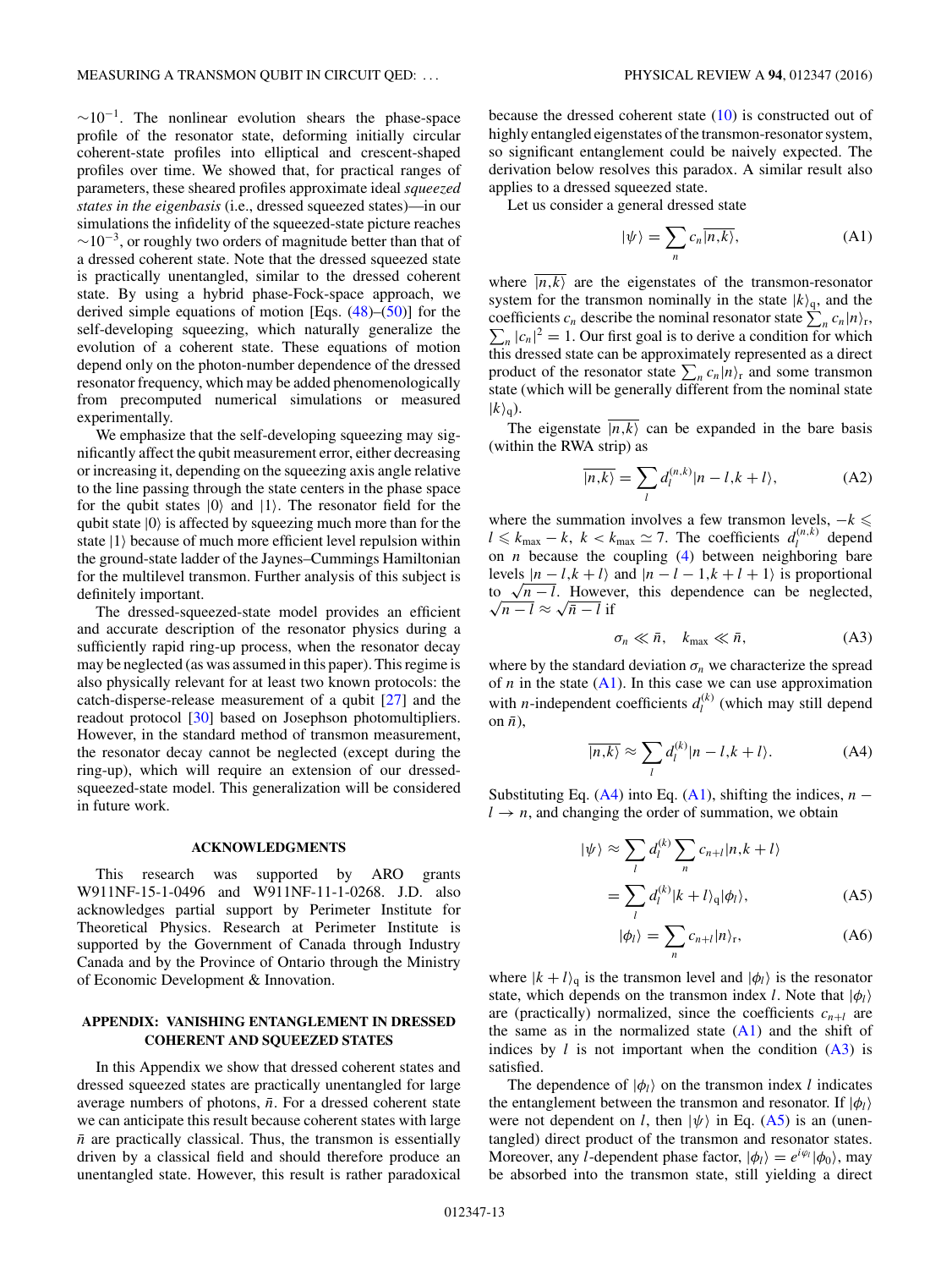$\sim 10^{-1}$. The nonlinear evolution shears the phase-space profile of the resonator state, deforming initially circular coherent-state profiles into elliptical and crescent-shaped profiles over time. We showed that, for practical ranges of parameters, these sheared profiles approximate ideal *squeezed states in the eigenbasis* (i.e., dressed squeezed states)—in our simulations the infidelity of the squeezed-state picture reaches $\sim 10^{-3}$, or roughly two orders of magnitude better than that of a dressed coherent state. Note that the dressed squeezed state is practically unentangled, similar to the dressed coherent state. By using a hybrid phase-Fock-space approach, we derived simple equations of motion [Eqs. (48)–(50)] for the self-developing squeezing, which naturally generalize the evolution of a coherent state. These equations of motion depend only on the photon-number dependence of the dressed resonator frequency, which may be added phenomenologically from precomputed numerical simulations or measured experimentally.

We emphasize that the self-developing squeezing may significantly affect the qubit measurement error, either decreasing or increasing it, depending on the squeezing axis angle relative to the line passing through the state centers in the phase space for the qubit states $|0\rangle$ and $|1\rangle$. The resonator field for the qubit state $|0\rangle$ is affected by squeezing much more than for the state $|1\rangle$ because of much more efficient level repulsion within the ground-state ladder of the Jaynes–Cummings Hamiltonian for the multilevel transmon. Further analysis of this subject is definitely important.

The dressed-squeezed-state model provides an efficient and accurate description of the resonator physics during a sufficiently rapid ring-up process, when the resonator decay may be neglected (as was assumed in this paper). This regime is also physically relevant for at least two known protocols: the catch-disperse-release measurement of a qubit [27] and the readout protocol [30] based on Josephson photomultipliers. However, in the standard method of transmon measurement, the resonator decay cannot be neglected (except during the ring-up), which will require an extension of our dressed-squeezed-state model. This generalization will be considered in future work.

## ACKNOWLEDGMENTS

This research was supported by ARO grants W911NF-15-1-0496 and W911NF-11-1-0268. J.D. also acknowledges partial support by Perimeter Institute for Theoretical Physics. Research at Perimeter Institute is supported by the Government of Canada through Industry Canada and by the Province of Ontario through the Ministry of Economic Development & Innovation.

## APPENDIX: VANISHING ENTANGLEMENT IN DRESSED COHERENT AND SQUEEZED STATES

In this Appendix we show that dressed coherent states and dressed squeezed states are practically unentangled for large average numbers of photons, $\bar{n}$. For a dressed coherent state we can anticipate this result because coherent states with large $\bar{n}$ are practically classical. Thus, the transmon is essentially driven by a classical field and should therefore produce an unentangled state. However, this result is rather paradoxical because the dressed coherent state (10) is constructed out of highly entangled eigenstates of the transmon-resonator system, so significant entanglement could be naively expected. The derivation below resolves this paradox. A similar result also applies to a dressed squeezed state.

Let us consider a general dressed state

$$|\psi\rangle = \sum_n c_n \overline{|n,k\rangle}, \tag{A1}$$

where $\overline{|n,k\rangle}$ are the eigenstates of the transmon-resonator system for the transmon nominally in the state $|k\rangle_{\mathrm{q}}$, and the coefficients $c_n$ describe the nominal resonator state $\sum_n c_n|n\rangle_{\mathrm{r}}$, $\sum_n |c_n|^2 = 1$. Our first goal is to derive a condition for which this dressed state can be approximately represented as a direct product of the resonator state $\sum_n c_n|n\rangle_{\mathrm{r}}$ and some transmon state (which will be generally different from the nominal state $|k\rangle_{\mathrm{q}}$).

The eigenstate $\overline{|n,k\rangle}$ can be expanded in the bare basis (within the RWA strip) as

$$\overline{|n,k\rangle} = \sum_l d_l^{(n,k)} |n-l, k+l\rangle, \tag{A2}$$

where the summation involves a few transmon levels, $-k \leqslant l \leqslant k_{\max} - k$, $k < k_{\max} \simeq 7$. The coefficients $d_l^{(n,k)}$ depend on $n$ because the coupling (4) between neighboring bare levels $|n-l, k+l\rangle$ and $|n-l-1, k+l+1\rangle$ is proportional to $\sqrt{n-l}$. However, this dependence can be neglected, $\sqrt{n-l} \approx \sqrt{\bar{n}-l}$ if

$$\sigma_n \ll \bar{n}, \quad k_{\max} \ll \bar{n}, \tag{A3}$$

where by the standard deviation $\sigma_n$ we characterize the spread of $n$ in the state (A1). In this case we can use approximation with $n$-independent coefficients $d_l^{(k)}$ (which may still depend on $\bar{n}$),

$$\overline{|n,k\rangle} \approx \sum_l d_l^{(k)} |n-l, k+l\rangle. \tag{A4}$$

Substituting Eq. (A4) into Eq. (A1), shifting the indices, $n - l \to n$, and changing the order of summation, we obtain

$$|\psi\rangle \approx \sum_l d_l^{(k)} \sum_n c_{n+l} |n, k+l\rangle$$
$$= \sum_l d_l^{(k)} |k+l\rangle_{\mathrm{q}} |\phi_l\rangle, \tag{A5}$$
$$|\phi_l\rangle = \sum_n c_{n+l} |n\rangle_{\mathrm{r}}, \tag{A6}$$

where $|k+l\rangle_{\mathrm{q}}$ is the transmon level and $|\phi_l\rangle$ is the resonator state, which depends on the transmon index $l$. Note that $|\phi_l\rangle$ are (practically) normalized, since the coefficients $c_{n+l}$ are the same as in the normalized state (A1) and the shift of indices by $l$ is not important when the condition (A3) is satisfied.

The dependence of $|\phi_l\rangle$ on the transmon index $l$ indicates the entanglement between the transmon and resonator. If $|\phi_l\rangle$ were not dependent on $l$, then $|\psi\rangle$ in Eq. (A5) is an (unentangled) direct product of the transmon and resonator states. Moreover, any $l$-dependent phase factor, $|\phi_l\rangle = e^{i\varphi_l}|\phi_0\rangle$, may be absorbed into the transmon state, still yielding a direct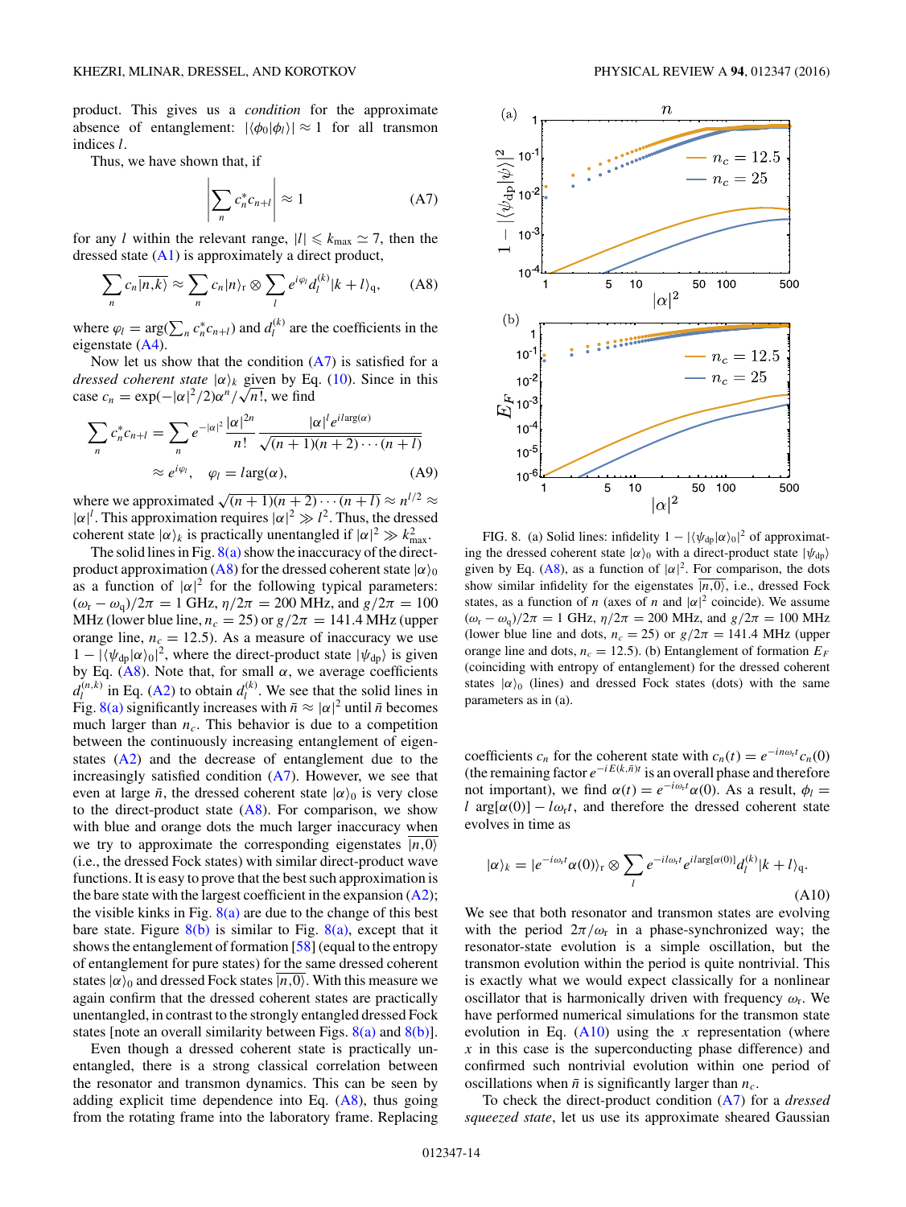product. This gives us a *condition* for the approximate absence of entanglement: $|\langle\phi_0|\phi_l\rangle| \approx 1$ for all transmon indices $l$.

Thus, we have shown that, if

$$\left|\sum_n c_n^* c_{n+l}\right| \approx 1 \tag{A7}$$

for any $l$ within the relevant range, $|l| \leqslant k_{\max} \simeq 7$, then the dressed state (A1) is approximately a direct product,

$$\sum_n c_n \overline{|n,k\rangle} \approx \sum_n c_n |n\rangle_{\rm r} \otimes \sum_l e^{i\varphi_l} d_l^{(k)} |k+l\rangle_{\rm q}, \tag{A8}$$

where $\varphi_l = \arg(\sum_n c_n^* c_{n+l})$ and $d_l^{(k)}$ are the coefficients in the eigenstate (A4).

Now let us show that the condition (A7) is satisfied for a *dressed coherent state* $|\alpha\rangle_k$ given by Eq. (10). Since in this case $c_n = \exp(-|\alpha|^2/2)\alpha^n/\sqrt{n!}$, we find

$$\sum_n c_n^* c_{n+l} = \sum_n e^{-|\alpha|^2} \frac{|\alpha|^{2n}}{n!} \frac{|\alpha|^l e^{il\arg(\alpha)}}{\sqrt{(n+1)(n+2)\cdots(n+l)}}$$
$$\approx e^{i\varphi_l}, \quad \varphi_l = l\arg(\alpha), \tag{A9}$$

where we approximated $\sqrt{(n+1)(n+2)\cdots(n+l)} \approx n^{l/2} \approx |\alpha|^l$. This approximation requires $|\alpha|^2 \gg l^2$. Thus, the dressed coherent state $|\alpha\rangle_k$ is practically unentangled if $|\alpha|^2 \gg k_{\max}^2$.

The solid lines in Fig. 8(a) show the inaccuracy of the direct-product approximation (A8) for the dressed coherent state $|\alpha\rangle_0$ as a function of $|\alpha|^2$ for the following typical parameters: $(\omega_{\rm r} - \omega_{\rm q})/2\pi = 1$ GHz, $\eta/2\pi = 200$ MHz, and $g/2\pi = 100$ MHz (lower blue line, $n_c = 25$) or $g/2\pi = 141.4$ MHz (upper orange line, $n_c = 12.5$). As a measure of inaccuracy we use $1 - |\langle\psi_{\rm dp}|\alpha\rangle_0|^2$, where the direct-product state $|\psi_{\rm dp}\rangle$ is given by Eq. (A8). Note that, for small $\alpha$, we average coefficients $d_l^{(n,k)}$ in Eq. (A2) to obtain $d_l^{(k)}$. We see that the solid lines in Fig. 8(a) significantly increases with $\bar{n} \approx |\alpha|^2$ until $\bar{n}$ becomes much larger than $n_c$. This behavior is due to a competition between the continuously increasing entanglement of eigenstates (A2) and the decrease of entanglement due to the increasingly satisfied condition (A7). However, we see that even at large $\bar{n}$, the dressed coherent state $|\alpha\rangle_0$ is very close to the direct-product state (A8). For comparison, we show with blue and orange dots the much larger inaccuracy when we try to approximate the corresponding eigenstates $\overline{|n,0\rangle}$ (i.e., the dressed Fock states) with similar direct-product wave functions. It is easy to prove that the best such approximation is the bare state with the largest coefficient in the expansion (A2); the visible kinks in Fig. 8(a) are due to the change of this best bare state. Figure 8(b) is similar to Fig. 8(a), except that it shows the entanglement of formation [58] (equal to the entropy of entanglement for pure states) for the same dressed coherent states $|\alpha\rangle_0$ and dressed Fock states $\overline{|n,0\rangle}$. With this measure we again confirm that the dressed coherent states are practically unentangled, in contrast to the strongly entangled dressed Fock states [note an overall similarity between Figs. 8(a) and 8(b)].

Even though a dressed coherent state is practically unentangled, there is a strong classical correlation between the resonator and transmon dynamics. This can be seen by adding explicit time dependence into Eq. (A8), thus going from the rotating frame into the laboratory frame. Replacing

FIG. 8. (a) Solid lines: infidelity $1 - |\langle\psi_{\rm dp}|\alpha\rangle_0|^2$ of approximating the dressed coherent state $|\alpha\rangle_0$ with a direct-product state $|\psi_{\rm dp}\rangle$ given by Eq. (A8), as a function of $|\alpha|^2$. For comparison, the dots show similar infidelity for the eigenstates $\overline{|n,0\rangle}$, i.e., dressed Fock states, as a function of $n$ (axes of $n$ and $|\alpha|^2$ coincide). We assume $(\omega_{\rm r} - \omega_{\rm q})/2\pi = 1$ GHz, $\eta/2\pi = 200$ MHz, and $g/2\pi = 100$ MHz (lower blue line and dots, $n_c = 25$) or $g/2\pi = 141.4$ MHz (upper orange line and dots, $n_c = 12.5$). (b) Entanglement of formation $E_F$ (coinciding with entropy of entanglement) for the dressed coherent states $|\alpha\rangle_0$ (lines) and dressed Fock states (dots) with the same parameters as in (a).

coefficients $c_n$ for the coherent state with $c_n(t) = e^{-in\omega_{\rm r}t}c_n(0)$ (the remaining factor $e^{-iE(k,\bar{n})t}$ is an overall phase and therefore not important), we find $\alpha(t) = e^{-i\omega_{\rm r}t}\alpha(0)$. As a result, $\phi_l = l\arg[\alpha(0)] - l\omega_{\rm r}t$, and therefore the dressed coherent state evolves in time as

$$|\alpha\rangle_k = |e^{-i\omega_{\rm r}t}\alpha(0)\rangle_{\rm r} \otimes \sum_l e^{-il\omega_{\rm r}t} e^{il\arg[\alpha(0)]} d_l^{(k)} |k+l\rangle_{\rm q}. \tag{A10}$$

We see that both resonator and transmon states are evolving with the period $2\pi/\omega_{\rm r}$ in a phase-synchronized way; the resonator-state evolution is a simple oscillation, but the transmon evolution within the period is quite nontrivial. This is exactly what we would expect classically for a nonlinear oscillator that is harmonically driven with frequency $\omega_{\rm r}$. We have performed numerical simulations for the transmon state evolution in Eq. (A10) using the $x$ representation (where $x$ in this case is the superconducting phase difference) and confirmed such nontrivial evolution within one period of oscillations when $\bar{n}$ is significantly larger than $n_c$.

To check the direct-product condition (A7) for a *dressed squeezed state*, let us use its approximate sheared Gaussian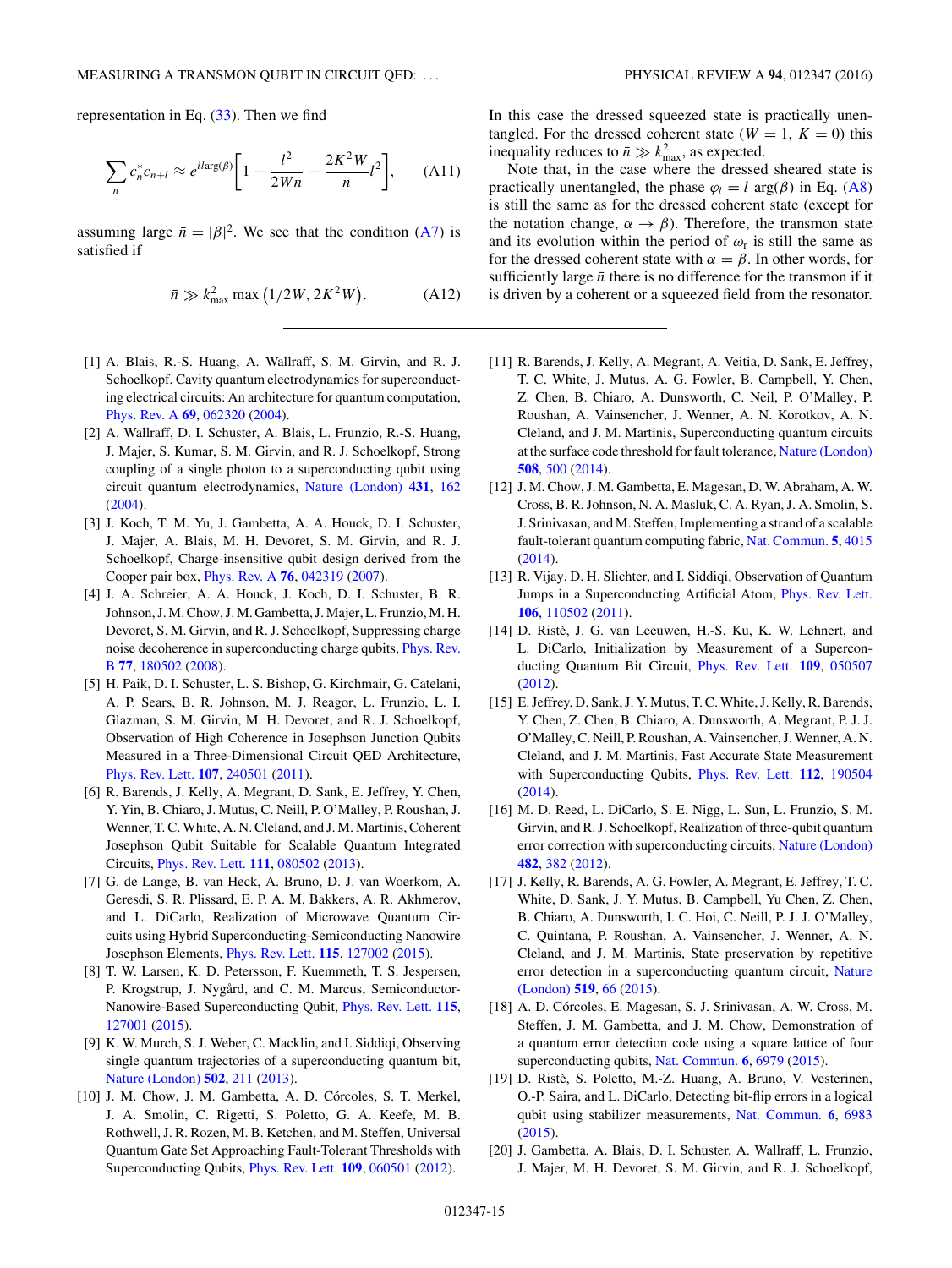representation in Eq. (33). Then we find

$$\sum_n c_n^* c_{n+l} \approx e^{il\arg(\beta)}\left[1 - \frac{l^2}{2W\bar{n}} - \frac{2K^2W}{\bar{n}}l^2\right], \qquad \text{(A11)}$$

assuming large $\bar{n} = |\beta|^2$. We see that the condition (A7) is satisfied if

$$\bar{n} \gg k_{\max}^2 \max\left(1/2W, 2K^2W\right). \qquad \text{(A12)}$$

In this case the dressed squeezed state is practically unentangled. For the dressed coherent state ($W = 1$, $K = 0$) this inequality reduces to $\bar{n} \gg k_{\max}^2$, as expected.

Note that, in the case where the dressed sheared state is practically unentangled, the phase $\varphi_l = l \arg(\beta)$ in Eq. (A8) is still the same as for the dressed coherent state (except for the notation change, $\alpha \to \beta$). Therefore, the transmon state and its evolution within the period of $\omega_r$ is still the same as for the dressed coherent state with $\alpha = \beta$. In other words, for sufficiently large $\bar{n}$ there is no difference for the transmon if it is driven by a coherent or a squeezed field from the resonator.

---

[1] A. Blais, R.-S. Huang, A. Wallraff, S. M. Girvin, and R. J. Schoelkopf, Cavity quantum electrodynamics for superconducting electrical circuits: An architecture for quantum computation, Phys. Rev. A **69**, 062320 (2004).

[2] A. Wallraff, D. I. Schuster, A. Blais, L. Frunzio, R.-S. Huang, J. Majer, S. Kumar, S. M. Girvin, and R. J. Schoelkopf, Strong coupling of a single photon to a superconducting qubit using circuit quantum electrodynamics, Nature (London) **431**, 162 (2004).

[3] J. Koch, T. M. Yu, J. Gambetta, A. A. Houck, D. I. Schuster, J. Majer, A. Blais, M. H. Devoret, S. M. Girvin, and R. J. Schoelkopf, Charge-insensitive qubit design derived from the Cooper pair box, Phys. Rev. A **76**, 042319 (2007).

[4] J. A. Schreier, A. A. Houck, J. Koch, D. I. Schuster, B. R. Johnson, J. M. Chow, J. M. Gambetta, J. Majer, L. Frunzio, M. H. Devoret, S. M. Girvin, and R. J. Schoelkopf, Suppressing charge noise decoherence in superconducting charge qubits, Phys. Rev. B **77**, 180502 (2008).

[5] H. Paik, D. I. Schuster, L. S. Bishop, G. Kirchmair, G. Catelani, A. P. Sears, B. R. Johnson, M. J. Reagor, L. Frunzio, L. I. Glazman, S. M. Girvin, M. H. Devoret, and R. J. Schoelkopf, Observation of High Coherence in Josephson Junction Qubits Measured in a Three-Dimensional Circuit QED Architecture, Phys. Rev. Lett. **107**, 240501 (2011).

[6] R. Barends, J. Kelly, A. Megrant, D. Sank, E. Jeffrey, Y. Chen, Y. Yin, B. Chiaro, J. Mutus, C. Neill, P. O'Malley, P. Roushan, J. Wenner, T. C. White, A. N. Cleland, and J. M. Martinis, Coherent Josephson Qubit Suitable for Scalable Quantum Integrated Circuits, Phys. Rev. Lett. **111**, 080502 (2013).

[7] G. de Lange, B. van Heck, A. Bruno, D. J. van Woerkom, A. Geresdi, S. R. Plissard, E. P. A. M. Bakkers, A. R. Akhmerov, and L. DiCarlo, Realization of Microwave Quantum Circuits using Hybrid Superconducting-Semiconducting Nanowire Josephson Elements, Phys. Rev. Lett. **115**, 127002 (2015).

[8] T. W. Larsen, K. D. Petersson, F. Kuemmeth, T. S. Jespersen, P. Krogstrup, J. Nygård, and C. M. Marcus, Semiconductor-Nanowire-Based Superconducting Qubit, Phys. Rev. Lett. **115**, 127001 (2015).

[9] K. W. Murch, S. J. Weber, C. Macklin, and I. Siddiqi, Observing single quantum trajectories of a superconducting quantum bit, Nature (London) **502**, 211 (2013).

[10] J. M. Chow, J. M. Gambetta, A. D. Córcoles, S. T. Merkel, J. A. Smolin, C. Rigetti, S. Poletto, G. A. Keefe, M. B. Rothwell, J. R. Rozen, M. B. Ketchen, and M. Steffen, Universal Quantum Gate Set Approaching Fault-Tolerant Thresholds with Superconducting Qubits, Phys. Rev. Lett. **109**, 060501 (2012).

[11] R. Barends, J. Kelly, A. Megrant, A. Veitia, D. Sank, E. Jeffrey, T. C. White, J. Mutus, A. G. Fowler, B. Campbell, Y. Chen, Z. Chen, B. Chiaro, A. Dunsworth, C. Neil, P. O'Malley, P. Roushan, A. Vainsencher, J. Wenner, A. N. Korotkov, A. N. Cleland, and J. M. Martinis, Superconducting quantum circuits at the surface code threshold for fault tolerance, Nature (London) **508**, 500 (2014).

[12] J. M. Chow, J. M. Gambetta, E. Magesan, D. W. Abraham, A. W. Cross, B. R. Johnson, N. A. Masluk, C. A. Ryan, J. A. Smolin, S. J. Srinivasan, and M. Steffen, Implementing a strand of a scalable fault-tolerant quantum computing fabric, Nat. Commun. **5**, 4015 (2014).

[13] R. Vijay, D. H. Slichter, and I. Siddiqi, Observation of Quantum Jumps in a Superconducting Artificial Atom, Phys. Rev. Lett. **106**, 110502 (2011).

[14] D. Ristè, J. G. van Leeuwen, H.-S. Ku, K. W. Lehnert, and L. DiCarlo, Initialization by Measurement of a Superconducting Quantum Bit Circuit, Phys. Rev. Lett. **109**, 050507 (2012).

[15] E. Jeffrey, D. Sank, J. Y. Mutus, T. C. White, J. Kelly, R. Barends, Y. Chen, Z. Chen, B. Chiaro, A. Dunsworth, A. Megrant, P. J. J. O'Malley, C. Neill, P. Roushan, A. Vainsencher, J. Wenner, A. N. Cleland, and J. M. Martinis, Fast Accurate State Measurement with Superconducting Qubits, Phys. Rev. Lett. **112**, 190504 (2014).

[16] M. D. Reed, L. DiCarlo, S. E. Nigg, L. Sun, L. Frunzio, S. M. Girvin, and R. J. Schoelkopf, Realization of three-qubit quantum error correction with superconducting circuits, Nature (London) **482**, 382 (2012).

[17] J. Kelly, R. Barends, A. G. Fowler, A. Megrant, E. Jeffrey, T. C. White, D. Sank, J. Y. Mutus, B. Campbell, Yu Chen, Z. Chen, B. Chiaro, A. Dunsworth, I. C. Hoi, C. Neill, P. J. J. O'Malley, C. Quintana, P. Roushan, A. Vainsencher, J. Wenner, A. N. Cleland, and J. M. Martinis, State preservation by repetitive error detection in a superconducting quantum circuit, Nature (London) **519**, 66 (2015).

[18] A. D. Córcoles, E. Magesan, S. J. Srinivasan, A. W. Cross, M. Steffen, J. M. Gambetta, and J. M. Chow, Demonstration of a quantum error detection code using a square lattice of four superconducting qubits, Nat. Commun. **6**, 6979 (2015).

[19] D. Ristè, S. Poletto, M.-Z. Huang, A. Bruno, V. Vesterinen, O.-P. Saira, and L. DiCarlo, Detecting bit-flip errors in a logical qubit using stabilizer measurements, Nat. Commun. **6**, 6983 (2015).

[20] J. Gambetta, A. Blais, D. I. Schuster, A. Wallraff, L. Frunzio, J. Majer, M. H. Devoret, S. M. Girvin, and R. J. Schoelkopf,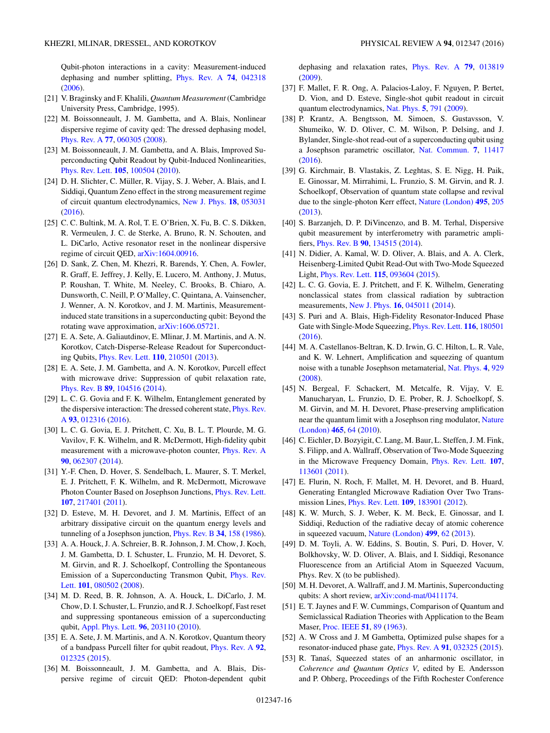Qubit-photon interactions in a cavity: Measurement-induced dephasing and number splitting, Phys. Rev. A **74**, 042318 (2006).

[21] V. Braginsky and F. Khalili, *Quantum Measurement* (Cambridge University Press, Cambridge, 1995).

[22] M. Boissonneault, J. M. Gambetta, and A. Blais, Nonlinear dispersive regime of cavity qed: The dressed dephasing model, Phys. Rev. A **77**, 060305 (2008).

[23] M. Boissonneault, J. M. Gambetta, and A. Blais, Improved Superconducting Qubit Readout by Qubit-Induced Nonlinearities, Phys. Rev. Lett. **105**, 100504 (2010).

[24] D. H. Slichter, C. Müller, R. Vijay, S. J. Weber, A. Blais, and I. Siddiqi, Quantum Zeno effect in the strong measurement regime of circuit quantum electrodynamics, New J. Phys. **18**, 053031 (2016).

[25] C. C. Bultink, M. A. Rol, T. E. O'Brien, X. Fu, B. C. S. Dikken, R. Vermeulen, J. C. de Sterke, A. Bruno, R. N. Schouten, and L. DiCarlo, Active resonator reset in the nonlinear dispersive regime of circuit QED, arXiv:1604.00916.

[26] D. Sank, Z. Chen, M. Khezri, R. Barends, Y. Chen, A. Fowler, R. Graff, E. Jeffrey, J. Kelly, E. Lucero, M. Anthony, J. Mutus, P. Roushan, T. White, M. Neeley, C. Brooks, B. Chiaro, A. Dunsworth, C. Neill, P. O'Malley, C. Quintana, A. Vainsencher, J. Wenner, A. N. Korotkov, and J. M. Martinis, Measurement-induced state transitions in a superconducting qubit: Beyond the rotating wave approximation, arXiv:1606.05721.

[27] E. A. Sete, A. Galiautdinov, E. Mlinar, J. M. Martinis, and A. N. Korotkov, Catch-Disperse-Release Readout for Superconducting Qubits, Phys. Rev. Lett. **110**, 210501 (2013).

[28] E. A. Sete, J. M. Gambetta, and A. N. Korotkov, Purcell effect with microwave drive: Suppression of qubit relaxation rate, Phys. Rev. B **89**, 104516 (2014).

[29] L. C. G. Govia and F. K. Wilhelm, Entanglement generated by the dispersive interaction: The dressed coherent state, Phys. Rev. A **93**, 012316 (2016).

[30] L. C. G. Govia, E. J. Pritchett, C. Xu, B. L. T. Plourde, M. G. Vavilov, F. K. Wilhelm, and R. McDermott, High-fidelity qubit measurement with a microwave-photon counter, Phys. Rev. A **90**, 062307 (2014).

[31] Y.-F. Chen, D. Hover, S. Sendelbach, L. Maurer, S. T. Merkel, E. J. Pritchett, F. K. Wilhelm, and R. McDermott, Microwave Photon Counter Based on Josephson Junctions, Phys. Rev. Lett. **107**, 217401 (2011).

[32] D. Esteve, M. H. Devoret, and J. M. Martinis, Effect of an arbitrary dissipative circuit on the quantum energy levels and tunneling of a Josephson junction, Phys. Rev. B **34**, 158 (1986).

[33] A. A. Houck, J. A. Schreier, B. R. Johnson, J. M. Chow, J. Koch, J. M. Gambetta, D. I. Schuster, L. Frunzio, M. H. Devoret, S. M. Girvin, and R. J. Schoelkopf, Controlling the Spontaneous Emission of a Superconducting Transmon Qubit, Phys. Rev. Lett. **101**, 080502 (2008).

[34] M. D. Reed, B. R. Johnson, A. A. Houck, L. DiCarlo, J. M. Chow, D. I. Schuster, L. Frunzio, and R. J. Schoelkopf, Fast reset and suppressing spontaneous emission of a superconducting qubit, Appl. Phys. Lett. **96**, 203110 (2010).

[35] E. A. Sete, J. M. Martinis, and A. N. Korotkov, Quantum theory of a bandpass Purcell filter for qubit readout, Phys. Rev. A **92**, 012325 (2015).

[36] M. Boissonneault, J. M. Gambetta, and A. Blais, Dispersive regime of circuit QED: Photon-dependent qubit dephasing and relaxation rates, Phys. Rev. A **79**, 013819 (2009).

[37] F. Mallet, F. R. Ong, A. Palacios-Laloy, F. Nguyen, P. Bertet, D. Vion, and D. Esteve, Single-shot qubit readout in circuit quantum electrodynamics, Nat. Phys. **5**, 791 (2009).

[38] P. Krantz, A. Bengtsson, M. Simoen, S. Gustavsson, V. Shumeiko, W. D. Oliver, C. M. Wilson, P. Delsing, and J. Bylander, Single-shot read-out of a superconducting qubit using a Josephson parametric oscillator, Nat. Commun. **7**, 11417 (2016).

[39] G. Kirchmair, B. Vlastakis, Z. Leghtas, S. E. Nigg, H. Paik, E. Ginossar, M. Mirrahimi, L. Frunzio, S. M. Girvin, and R. J. Schoelkopf, Observation of quantum state collapse and revival due to the single-photon Kerr effect, Nature (London) **495**, 205 (2013).

[40] S. Barzanjeh, D. P. DiVincenzo, and B. M. Terhal, Dispersive qubit measurement by interferometry with parametric amplifiers, Phys. Rev. B **90**, 134515 (2014).

[41] N. Didier, A. Kamal, W. D. Oliver, A. Blais, and A. A. Clerk, Heisenberg-Limited Qubit Read-Out with Two-Mode Squeezed Light, Phys. Rev. Lett. **115**, 093604 (2015).

[42] L. C. G. Govia, E. J. Pritchett, and F. K. Wilhelm, Generating nonclassical states from classical radiation by subtraction measurements, New J. Phys. **16**, 045011 (2014).

[43] S. Puri and A. Blais, High-Fidelity Resonator-Induced Phase Gate with Single-Mode Squeezing, Phys. Rev. Lett. **116**, 180501 (2016).

[44] M. A. Castellanos-Beltran, K. D. Irwin, G. C. Hilton, L. R. Vale, and K. W. Lehnert, Amplification and squeezing of quantum noise with a tunable Josephson metamaterial, Nat. Phys. **4**, 929 (2008).

[45] N. Bergeal, F. Schackert, M. Metcalfe, R. Vijay, V. E. Manucharyan, L. Frunzio, D. E. Prober, R. J. Schoelkopf, S. M. Girvin, and M. H. Devoret, Phase-preserving amplification near the quantum limit with a Josephson ring modulator, Nature (London) **465**, 64 (2010).

[46] C. Eichler, D. Bozyigit, C. Lang, M. Baur, L. Steffen, J. M. Fink, S. Filipp, and A. Wallraff, Observation of Two-Mode Squeezing in the Microwave Frequency Domain, Phys. Rev. Lett. **107**, 113601 (2011).

[47] E. Flurin, N. Roch, F. Mallet, M. H. Devoret, and B. Huard, Generating Entangled Microwave Radiation Over Two Transmission Lines, Phys. Rev. Lett. **109**, 183901 (2012).

[48] K. W. Murch, S. J. Weber, K. M. Beck, E. Ginossar, and I. Siddiqi, Reduction of the radiative decay of atomic coherence in squeezed vacuum, Nature (London) **499**, 62 (2013).

[49] D. M. Toyli, A. W. Eddins, S. Boutin, S. Puri, D. Hover, V. Bolkhovsky, W. D. Oliver, A. Blais, and I. Siddiqi, Resonance Fluorescence from an Artificial Atom in Squeezed Vacuum, Phys. Rev. X (to be published).

[50] M. H. Devoret, A. Wallraff, and J. M. Martinis, Superconducting qubits: A short review, arXiv:cond-mat/0411174.

[51] E. T. Jaynes and F. W. Cummings, Comparison of Quantum and Semiclassical Radiation Theories with Application to the Beam Maser, Proc. IEEE **51**, 89 (1963).

[52] A. W Cross and J. M Gambetta, Optimized pulse shapes for a resonator-induced phase gate, Phys. Rev. A **91**, 032325 (2015).

[53] R. Tanaś, Squeezed states of an anharmonic oscillator, in *Coherence and Quantum Optics V*, edited by E. Andersson and P. Ohberg, Proceedings of the Fifth Rochester Conference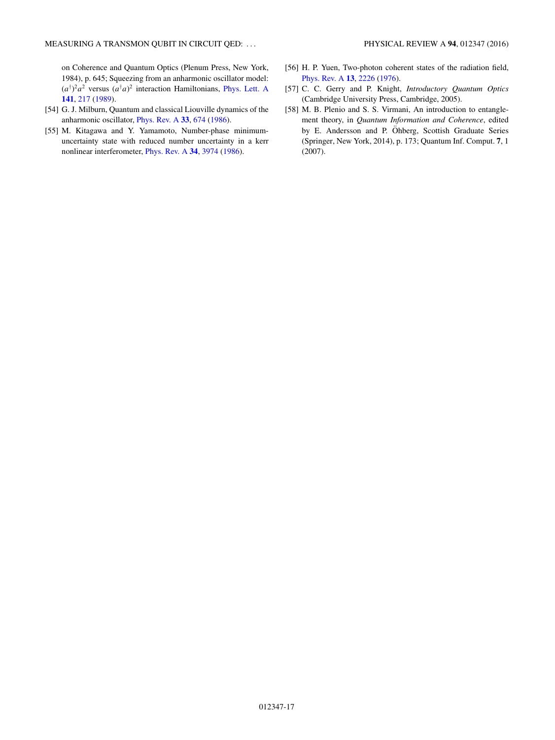on Coherence and Quantum Optics (Plenum Press, New York, 1984), p. 645; Squeezing from an anharmonic oscillator model: $(a^{\dagger})^2 a^2$ versus $(a^{\dagger}a)^2$ interaction Hamiltonians, Phys. Lett. A **141**, 217 (1989).

[54] G. J. Milburn, Quantum and classical Liouville dynamics of the anharmonic oscillator, Phys. Rev. A **33**, 674 (1986).

[55] M. Kitagawa and Y. Yamamoto, Number-phase minimum-uncertainty state with reduced number uncertainty in a kerr nonlinear interferometer, Phys. Rev. A **34**, 3974 (1986).

[56] H. P. Yuen, Two-photon coherent states of the radiation field, Phys. Rev. A **13**, 2226 (1976).

[57] C. C. Gerry and P. Knight, *Introductory Quantum Optics* (Cambridge University Press, Cambridge, 2005).

[58] M. B. Plenio and S. S. Virmani, An introduction to entanglement theory, in *Quantum Information and Coherence*, edited by E. Andersson and P. Öhberg, Scottish Graduate Series (Springer, New York, 2014), p. 173; Quantum Inf. Comput. **7**, 1 (2007).